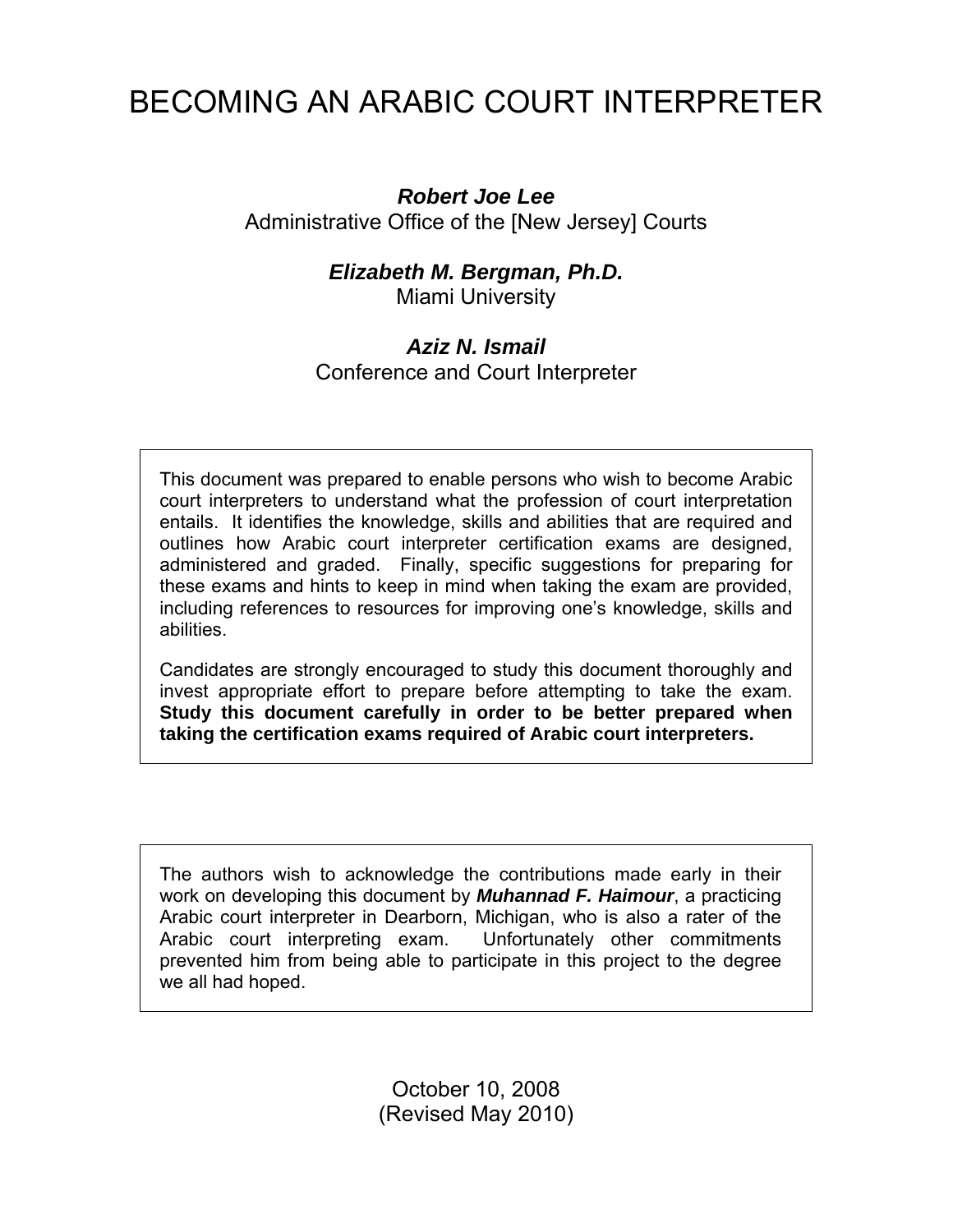# BECOMING AN ARABIC COURT INTERPRETER

***Robert Joe Lee***
Administrative Office of the [New Jersey] Courts

***Elizabeth M. Bergman, Ph.D.***
Miami University

***Aziz N. Ismail***
Conference and Court Interpreter

This document was prepared to enable persons who wish to become Arabic court interpreters to understand what the profession of court interpretation entails. It identifies the knowledge, skills and abilities that are required and outlines how Arabic court interpreter certification exams are designed, administered and graded. Finally, specific suggestions for preparing for these exams and hints to keep in mind when taking the exam are provided, including references to resources for improving one's knowledge, skills and abilities.

Candidates are strongly encouraged to study this document thoroughly and invest appropriate effort to prepare before attempting to take the exam. **Study this document carefully in order to be better prepared when taking the certification exams required of Arabic court interpreters.**

The authors wish to acknowledge the contributions made early in their work on developing this document by ***Muhannad F. Haimour***, a practicing Arabic court interpreter in Dearborn, Michigan, who is also a rater of the Arabic court interpreting exam. Unfortunately other commitments prevented him from being able to participate in this project to the degree we all had hoped.

October 10, 2008
(Revised May 2010)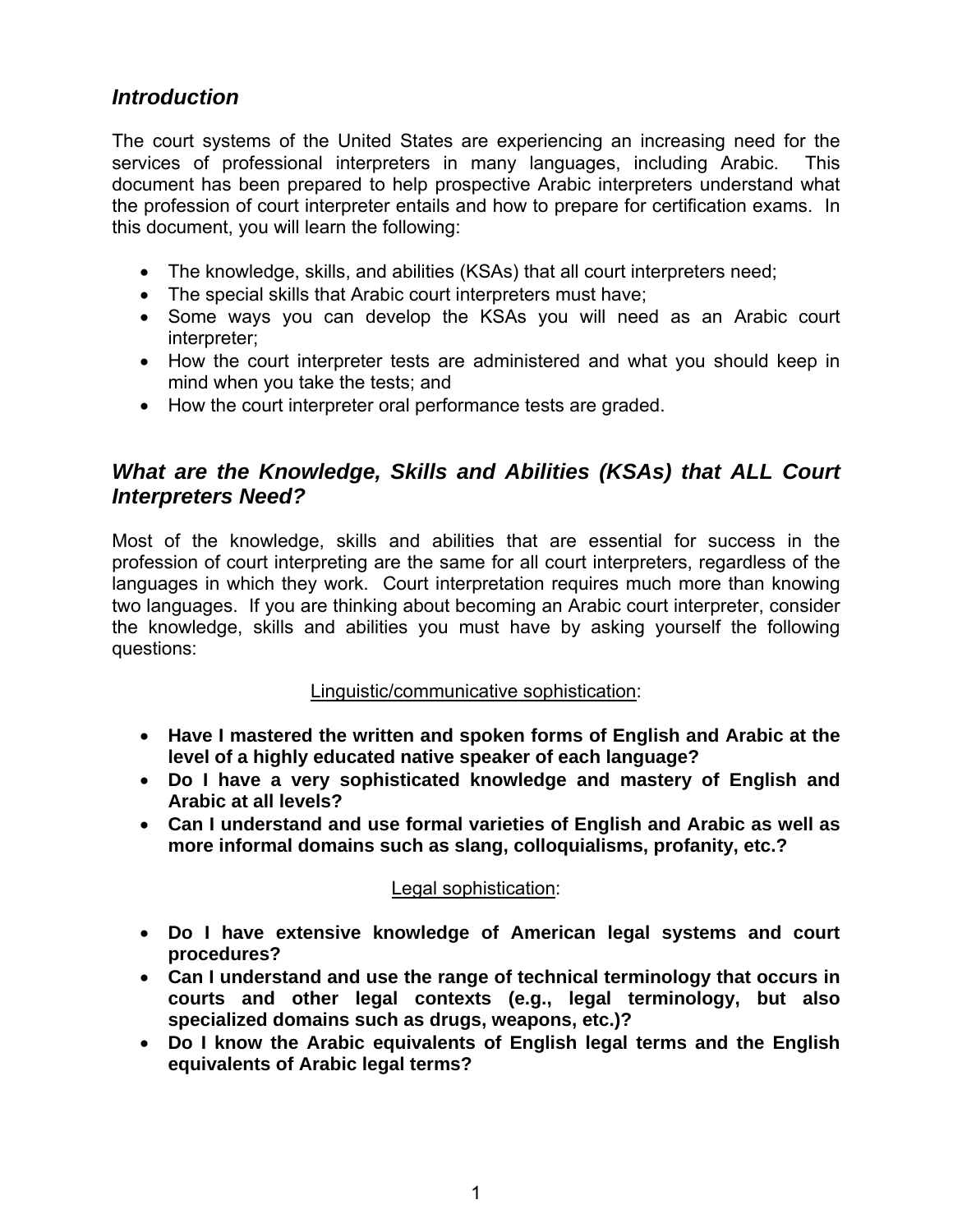## *Introduction*

The court systems of the United States are experiencing an increasing need for the services of professional interpreters in many languages, including Arabic. This document has been prepared to help prospective Arabic interpreters understand what the profession of court interpreter entails and how to prepare for certification exams. In this document, you will learn the following:

- The knowledge, skills, and abilities (KSAs) that all court interpreters need;
- The special skills that Arabic court interpreters must have;
- Some ways you can develop the KSAs you will need as an Arabic court interpreter;
- How the court interpreter tests are administered and what you should keep in mind when you take the tests; and
- How the court interpreter oral performance tests are graded.

## *What are the Knowledge, Skills and Abilities (KSAs) that ALL Court Interpreters Need?*

Most of the knowledge, skills and abilities that are essential for success in the profession of court interpreting are the same for all court interpreters, regardless of the languages in which they work. Court interpretation requires much more than knowing two languages. If you are thinking about becoming an Arabic court interpreter, consider the knowledge, skills and abilities you must have by asking yourself the following questions:

<u>Linguistic/communicative sophistication</u>:

- **Have I mastered the written and spoken forms of English and Arabic at the level of a highly educated native speaker of each language?**
- **Do I have a very sophisticated knowledge and mastery of English and Arabic at all levels?**
- **Can I understand and use formal varieties of English and Arabic as well as more informal domains such as slang, colloquialisms, profanity, etc.?**

<u>Legal sophistication</u>:

- **Do I have extensive knowledge of American legal systems and court procedures?**
- **Can I understand and use the range of technical terminology that occurs in courts and other legal contexts (e.g., legal terminology, but also specialized domains such as drugs, weapons, etc.)?**
- **Do I know the Arabic equivalents of English legal terms and the English equivalents of Arabic legal terms?**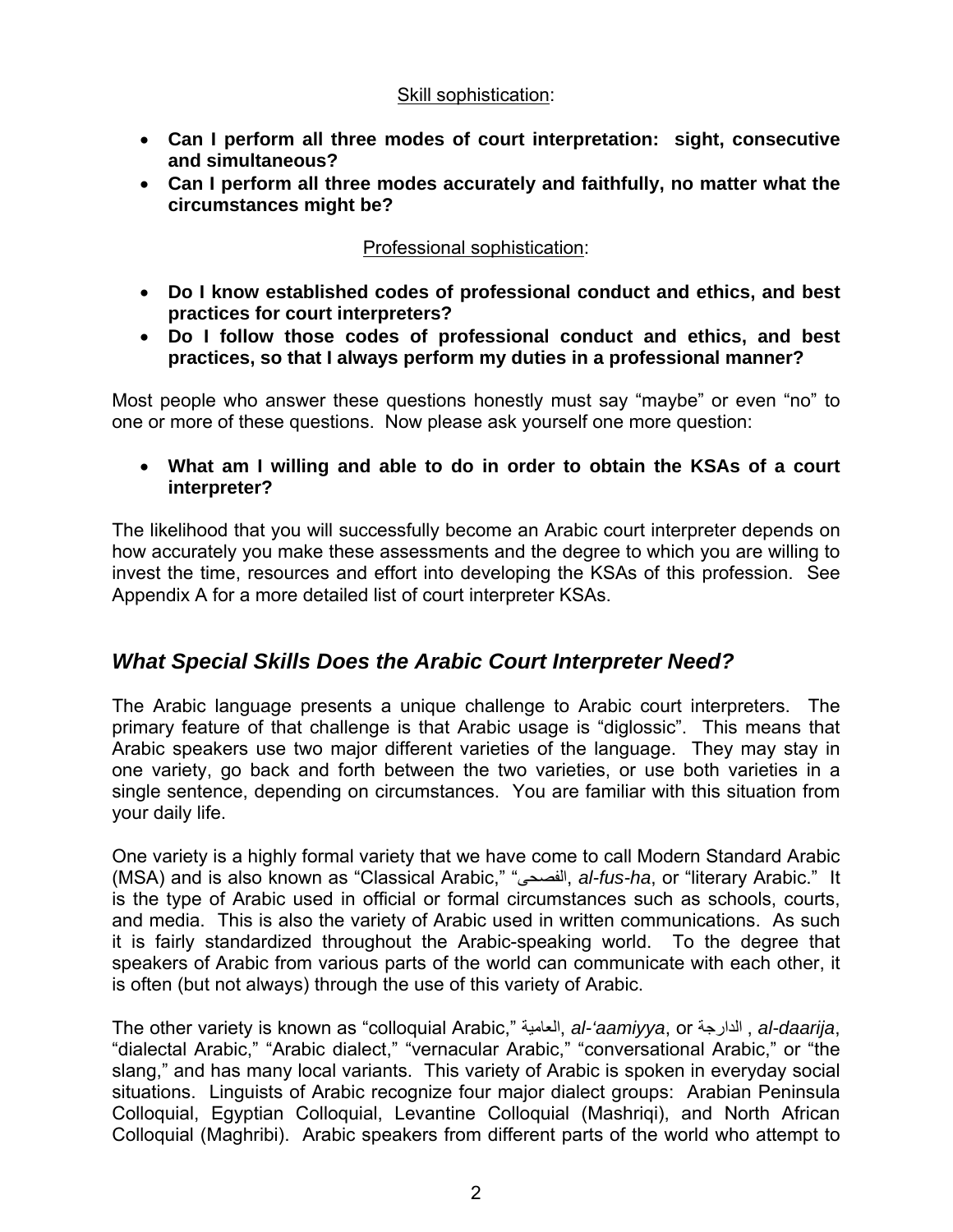<u>Skill sophistication</u>:

- **Can I perform all three modes of court interpretation: sight, consecutive and simultaneous?**
- **Can I perform all three modes accurately and faithfully, no matter what the circumstances might be?**

<u>Professional sophistication</u>:

- **Do I know established codes of professional conduct and ethics, and best practices for court interpreters?**
- **Do I follow those codes of professional conduct and ethics, and best practices, so that I always perform my duties in a professional manner?**

Most people who answer these questions honestly must say "maybe" or even "no" to one or more of these questions. Now please ask yourself one more question:

- **What am I willing and able to do in order to obtain the KSAs of a court interpreter?**

The likelihood that you will successfully become an Arabic court interpreter depends on how accurately you make these assessments and the degree to which you are willing to invest the time, resources and effort into developing the KSAs of this profession. See Appendix A for a more detailed list of court interpreter KSAs.

## *What Special Skills Does the Arabic Court Interpreter Need?*

The Arabic language presents a unique challenge to Arabic court interpreters. The primary feature of that challenge is that Arabic usage is "diglossic". This means that Arabic speakers use two major different varieties of the language. They may stay in one variety, go back and forth between the two varieties, or use both varieties in a single sentence, depending on circumstances. You are familiar with this situation from your daily life.

One variety is a highly formal variety that we have come to call Modern Standard Arabic (MSA) and is also known as "Classical Arabic," "الفصحى, *al-fus-ha*, or "literary Arabic." It is the type of Arabic used in official or formal circumstances such as schools, courts, and media. This is also the variety of Arabic used in written communications. As such it is fairly standardized throughout the Arabic-speaking world. To the degree that speakers of Arabic from various parts of the world can communicate with each other, it is often (but not always) through the use of this variety of Arabic.

The other variety is known as "colloquial Arabic," العامية, *al-'aamiyya*, or الدارجة , *al-daarija*, "dialectal Arabic," "Arabic dialect," "vernacular Arabic," "conversational Arabic," or "the slang," and has many local variants. This variety of Arabic is spoken in everyday social situations. Linguists of Arabic recognize four major dialect groups: Arabian Peninsula Colloquial, Egyptian Colloquial, Levantine Colloquial (Mashriqi), and North African Colloquial (Maghribi). Arabic speakers from different parts of the world who attempt to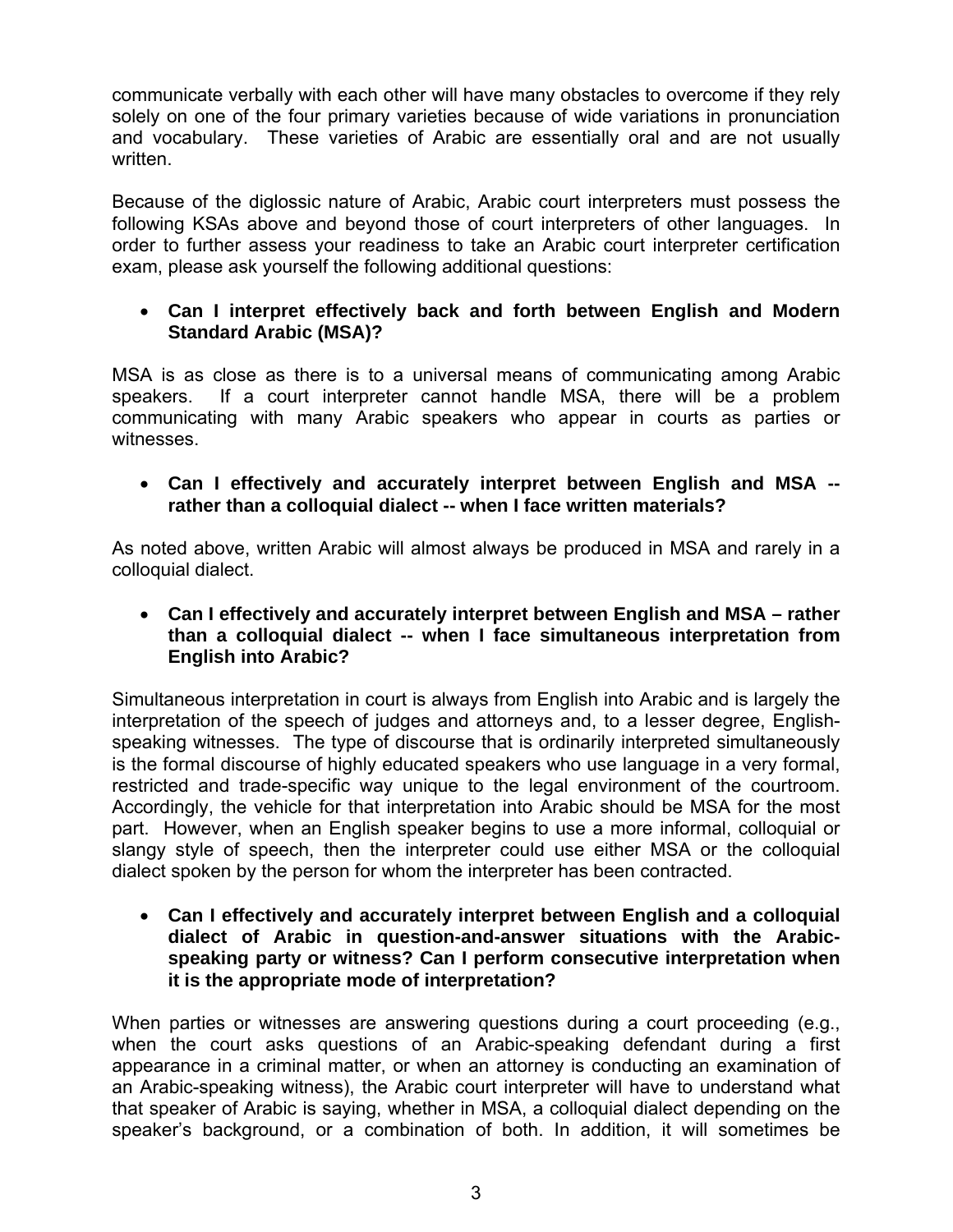communicate verbally with each other will have many obstacles to overcome if they rely solely on one of the four primary varieties because of wide variations in pronunciation and vocabulary. These varieties of Arabic are essentially oral and are not usually written.

Because of the diglossic nature of Arabic, Arabic court interpreters must possess the following KSAs above and beyond those of court interpreters of other languages. In order to further assess your readiness to take an Arabic court interpreter certification exam, please ask yourself the following additional questions:

- **Can I interpret effectively back and forth between English and Modern Standard Arabic (MSA)?**

MSA is as close as there is to a universal means of communicating among Arabic speakers. If a court interpreter cannot handle MSA, there will be a problem communicating with many Arabic speakers who appear in courts as parties or witnesses.

- **Can I effectively and accurately interpret between English and MSA -- rather than a colloquial dialect -- when I face written materials?**

As noted above, written Arabic will almost always be produced in MSA and rarely in a colloquial dialect.

- **Can I effectively and accurately interpret between English and MSA – rather than a colloquial dialect -- when I face simultaneous interpretation from English into Arabic?**

Simultaneous interpretation in court is always from English into Arabic and is largely the interpretation of the speech of judges and attorneys and, to a lesser degree, English-speaking witnesses. The type of discourse that is ordinarily interpreted simultaneously is the formal discourse of highly educated speakers who use language in a very formal, restricted and trade-specific way unique to the legal environment of the courtroom. Accordingly, the vehicle for that interpretation into Arabic should be MSA for the most part. However, when an English speaker begins to use a more informal, colloquial or slangy style of speech, then the interpreter could use either MSA or the colloquial dialect spoken by the person for whom the interpreter has been contracted.

- **Can I effectively and accurately interpret between English and a colloquial dialect of Arabic in question-and-answer situations with the Arabic-speaking party or witness? Can I perform consecutive interpretation when it is the appropriate mode of interpretation?**

When parties or witnesses are answering questions during a court proceeding (e.g., when the court asks questions of an Arabic-speaking defendant during a first appearance in a criminal matter, or when an attorney is conducting an examination of an Arabic-speaking witness), the Arabic court interpreter will have to understand what that speaker of Arabic is saying, whether in MSA, a colloquial dialect depending on the speaker's background, or a combination of both. In addition, it will sometimes be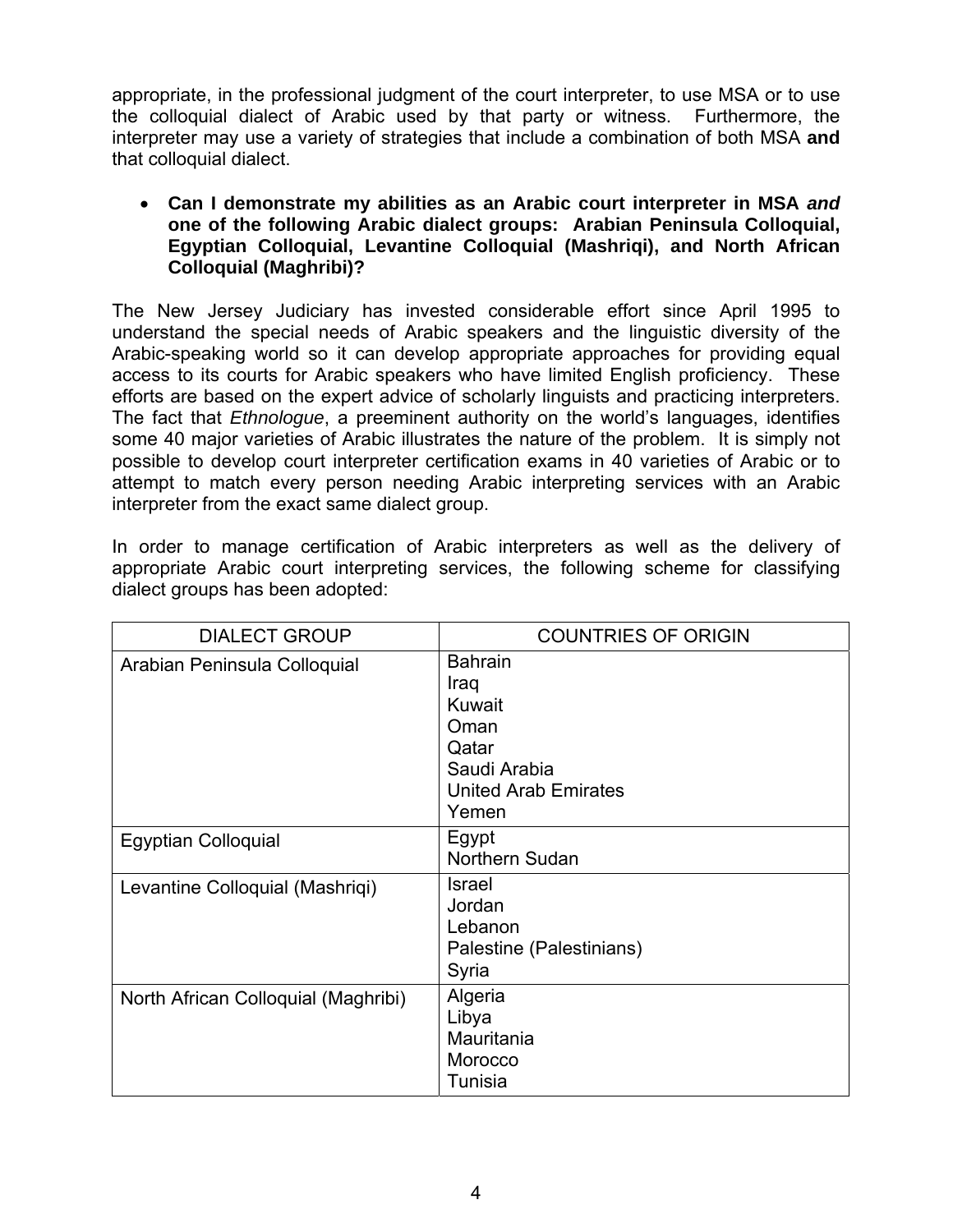appropriate, in the professional judgment of the court interpreter, to use MSA or to use the colloquial dialect of Arabic used by that party or witness. Furthermore, the interpreter may use a variety of strategies that include a combination of both MSA **and** that colloquial dialect.

- **Can I demonstrate my abilities as an Arabic court interpreter in MSA *and* one of the following Arabic dialect groups: Arabian Peninsula Colloquial, Egyptian Colloquial, Levantine Colloquial (Mashriqi), and North African Colloquial (Maghribi)?**

The New Jersey Judiciary has invested considerable effort since April 1995 to understand the special needs of Arabic speakers and the linguistic diversity of the Arabic-speaking world so it can develop appropriate approaches for providing equal access to its courts for Arabic speakers who have limited English proficiency. These efforts are based on the expert advice of scholarly linguists and practicing interpreters. The fact that *Ethnologue*, a preeminent authority on the world's languages, identifies some 40 major varieties of Arabic illustrates the nature of the problem. It is simply not possible to develop court interpreter certification exams in 40 varieties of Arabic or to attempt to match every person needing Arabic interpreting services with an Arabic interpreter from the exact same dialect group.

In order to manage certification of Arabic interpreters as well as the delivery of appropriate Arabic court interpreting services, the following scheme for classifying dialect groups has been adopted:

| DIALECT GROUP | COUNTRIES OF ORIGIN |
|---|---|
| Arabian Peninsula Colloquial | Bahrain<br>Iraq<br>Kuwait<br>Oman<br>Qatar<br>Saudi Arabia<br>United Arab Emirates<br>Yemen |
| Egyptian Colloquial | Egypt<br>Northern Sudan |
| Levantine Colloquial (Mashriqi) | Israel<br>Jordan<br>Lebanon<br>Palestine (Palestinians)<br>Syria |
| North African Colloquial (Maghribi) | Algeria<br>Libya<br>Mauritania<br>Morocco<br>Tunisia |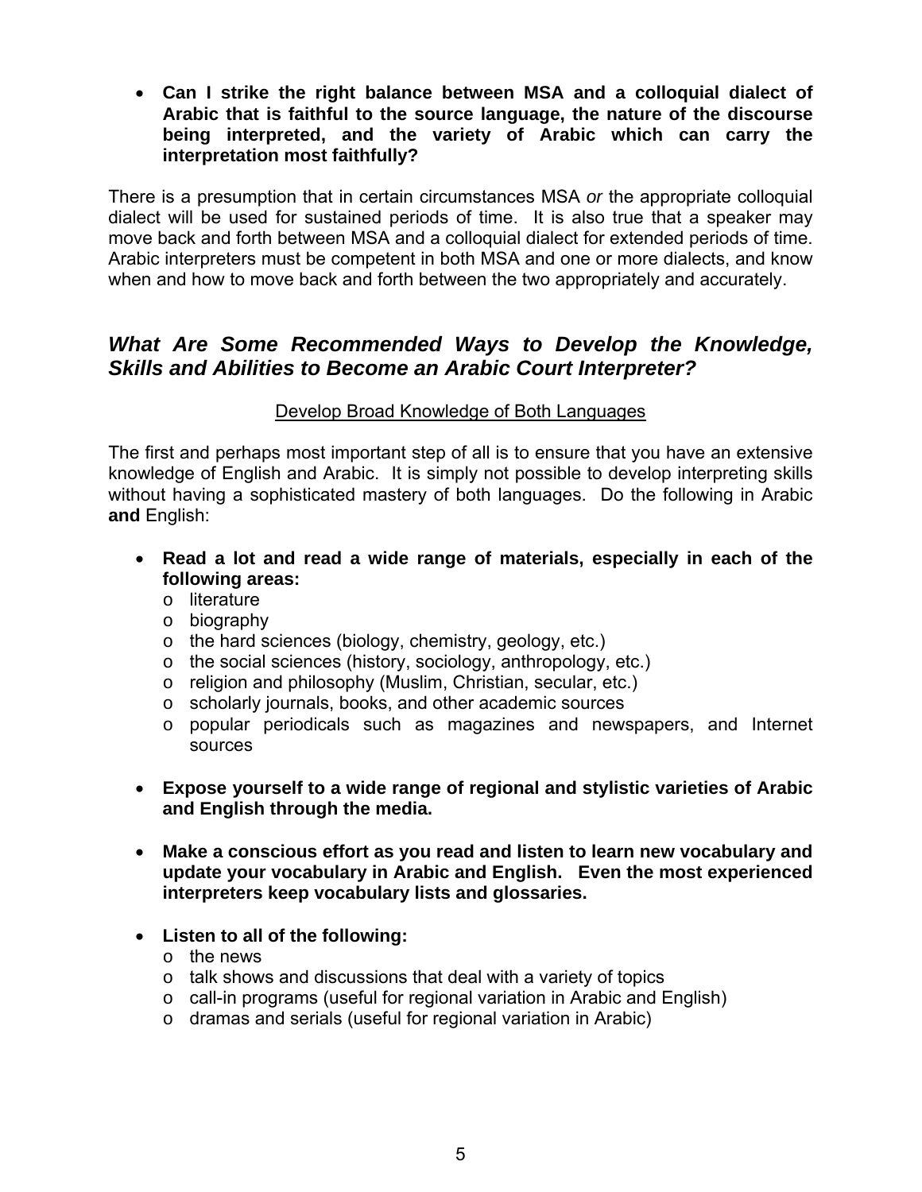- **Can I strike the right balance between MSA and a colloquial dialect of Arabic that is faithful to the source language, the nature of the discourse being interpreted, and the variety of Arabic which can carry the interpretation most faithfully?**

There is a presumption that in certain circumstances MSA *or* the appropriate colloquial dialect will be used for sustained periods of time. It is also true that a speaker may move back and forth between MSA and a colloquial dialect for extended periods of time. Arabic interpreters must be competent in both MSA and one or more dialects, and know when and how to move back and forth between the two appropriately and accurately.

## *What Are Some Recommended Ways to Develop the Knowledge, Skills and Abilities to Become an Arabic Court Interpreter?*

<u>Develop Broad Knowledge of Both Languages</u>

The first and perhaps most important step of all is to ensure that you have an extensive knowledge of English and Arabic. It is simply not possible to develop interpreting skills without having a sophisticated mastery of both languages. Do the following in Arabic **and** English:

- **Read a lot and read a wide range of materials, especially in each of the following areas:**
  - literature
  - biography
  - the hard sciences (biology, chemistry, geology, etc.)
  - the social sciences (history, sociology, anthropology, etc.)
  - religion and philosophy (Muslim, Christian, secular, etc.)
  - scholarly journals, books, and other academic sources
  - popular periodicals such as magazines and newspapers, and Internet sources

- **Expose yourself to a wide range of regional and stylistic varieties of Arabic and English through the media.**

- **Make a conscious effort as you read and listen to learn new vocabulary and update your vocabulary in Arabic and English. Even the most experienced interpreters keep vocabulary lists and glossaries.**

- **Listen to all of the following:**
  - the news
  - talk shows and discussions that deal with a variety of topics
  - call-in programs (useful for regional variation in Arabic and English)
  - dramas and serials (useful for regional variation in Arabic)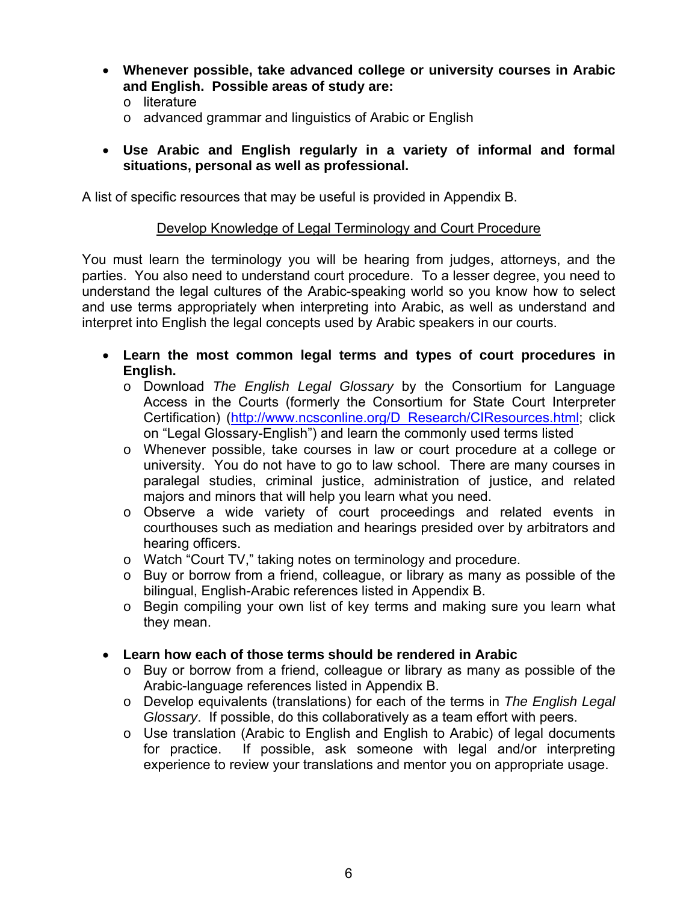- **Whenever possible, take advanced college or university courses in Arabic and English. Possible areas of study are:**
  - literature
  - advanced grammar and linguistics of Arabic or English

- **Use Arabic and English regularly in a variety of informal and formal situations, personal as well as professional.**

A list of specific resources that may be useful is provided in Appendix B.

<u>Develop Knowledge of Legal Terminology and Court Procedure</u>

You must learn the terminology you will be hearing from judges, attorneys, and the parties. You also need to understand court procedure. To a lesser degree, you need to understand the legal cultures of the Arabic-speaking world so you know how to select and use terms appropriately when interpreting into Arabic, as well as understand and interpret into English the legal concepts used by Arabic speakers in our courts.

- **Learn the most common legal terms and types of court procedures in English.**
  - Download *The English Legal Glossary* by the Consortium for Language Access in the Courts (formerly the Consortium for State Court Interpreter Certification) (http://www.ncsconline.org/D_Research/CIResources.html; click on "Legal Glossary-English") and learn the commonly used terms listed
  - Whenever possible, take courses in law or court procedure at a college or university. You do not have to go to law school. There are many courses in paralegal studies, criminal justice, administration of justice, and related majors and minors that will help you learn what you need.
  - Observe a wide variety of court proceedings and related events in courthouses such as mediation and hearings presided over by arbitrators and hearing officers.
  - Watch "Court TV," taking notes on terminology and procedure.
  - Buy or borrow from a friend, colleague, or library as many as possible of the bilingual, English-Arabic references listed in Appendix B.
  - Begin compiling your own list of key terms and making sure you learn what they mean.

- **Learn how each of those terms should be rendered in Arabic**
  - Buy or borrow from a friend, colleague or library as many as possible of the Arabic-language references listed in Appendix B.
  - Develop equivalents (translations) for each of the terms in *The English Legal Glossary*. If possible, do this collaboratively as a team effort with peers.
  - Use translation (Arabic to English and English to Arabic) of legal documents for practice. If possible, ask someone with legal and/or interpreting experience to review your translations and mentor you on appropriate usage.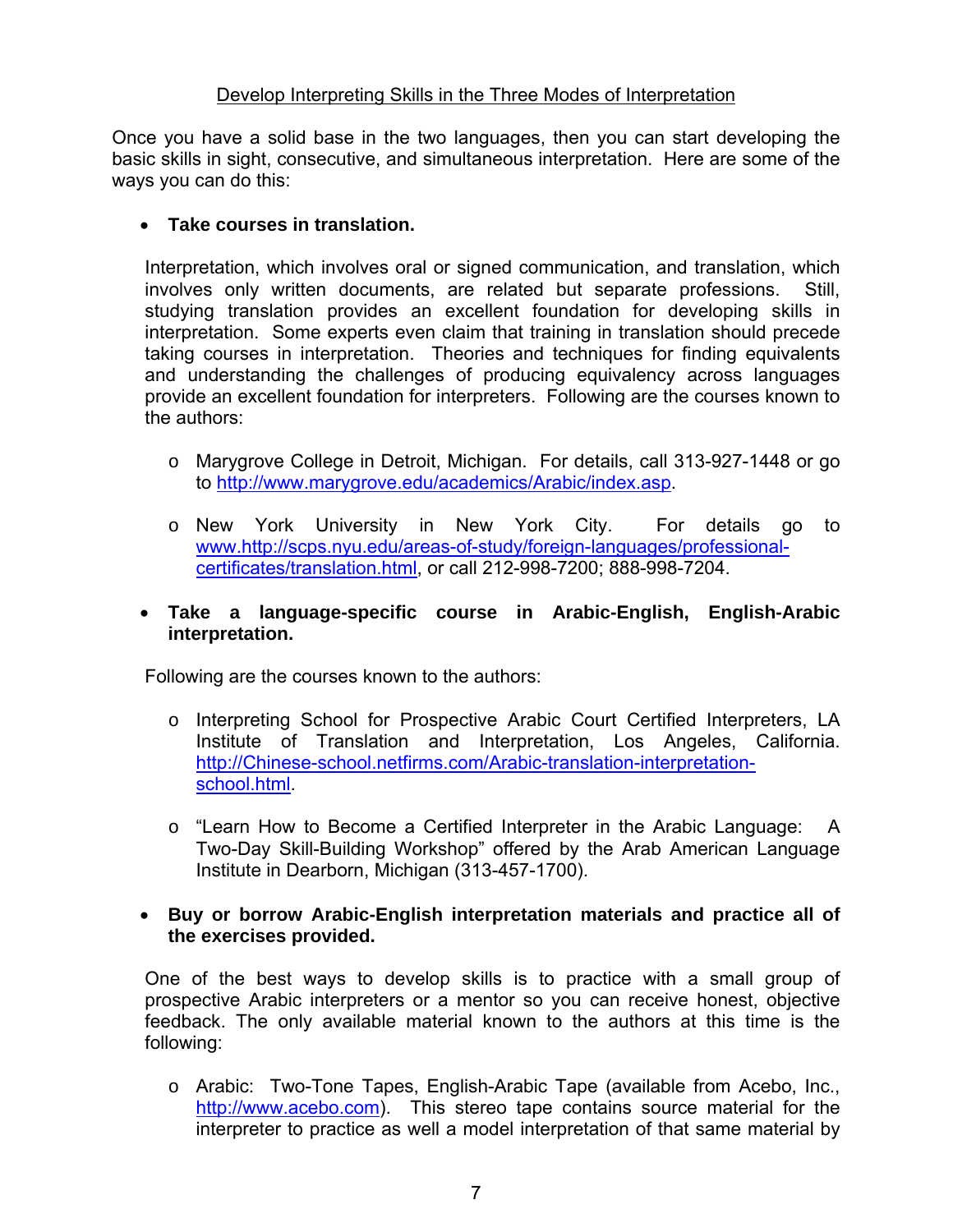## Develop Interpreting Skills in the Three Modes of Interpretation

Once you have a solid base in the two languages, then you can start developing the basic skills in sight, consecutive, and simultaneous interpretation. Here are some of the ways you can do this:

- **Take courses in translation.**

  Interpretation, which involves oral or signed communication, and translation, which involves only written documents, are related but separate professions. Still, studying translation provides an excellent foundation for developing skills in interpretation. Some experts even claim that training in translation should precede taking courses in interpretation. Theories and techniques for finding equivalents and understanding the challenges of producing equivalency across languages provide an excellent foundation for interpreters. Following are the courses known to the authors:

  - Marygrove College in Detroit, Michigan. For details, call 313-927-1448 or go to http://www.marygrove.edu/academics/Arabic/index.asp.
  - New York University in New York City. For details go to www.http://scps.nyu.edu/areas-of-study/foreign-languages/professional-certificates/translation.html, or call 212-998-7200; 888-998-7204.

- **Take a language-specific course in Arabic-English, English-Arabic interpretation.**

  Following are the courses known to the authors:

  - Interpreting School for Prospective Arabic Court Certified Interpreters, LA Institute of Translation and Interpretation, Los Angeles, California. http://Chinese-school.netfirms.com/Arabic-translation-interpretation-school.html.
  - "Learn How to Become a Certified Interpreter in the Arabic Language: A Two-Day Skill-Building Workshop" offered by the Arab American Language Institute in Dearborn, Michigan (313-457-1700).

- **Buy or borrow Arabic-English interpretation materials and practice all of the exercises provided.**

  One of the best ways to develop skills is to practice with a small group of prospective Arabic interpreters or a mentor so you can receive honest, objective feedback. The only available material known to the authors at this time is the following:

  - Arabic: Two-Tone Tapes, English-Arabic Tape (available from Acebo, Inc., http://www.acebo.com). This stereo tape contains source material for the interpreter to practice as well a model interpretation of that same material by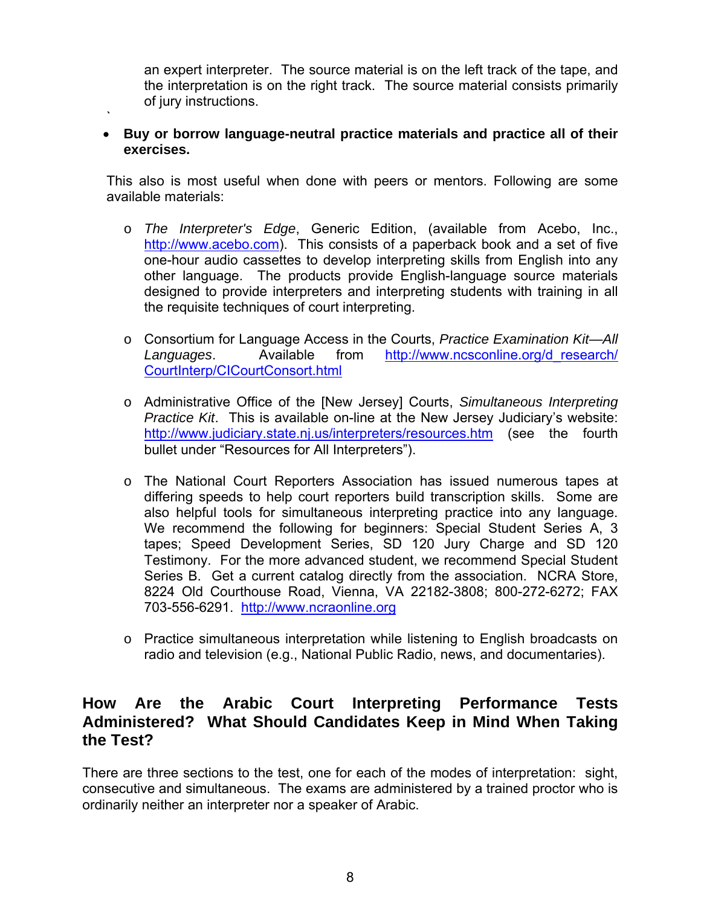an expert interpreter. The source material is on the left track of the tape, and the interpretation is on the right track. The source material consists primarily of jury instructions.

- **Buy or borrow language-neutral practice materials and practice all of their exercises.**

This also is most useful when done with peers or mentors. Following are some available materials:

- *The Interpreter's Edge*, Generic Edition, (available from Acebo, Inc., http://www.acebo.com). This consists of a paperback book and a set of five one-hour audio cassettes to develop interpreting skills from English into any other language. The products provide English-language source materials designed to provide interpreters and interpreting students with training in all the requisite techniques of court interpreting.

- Consortium for Language Access in the Courts, *Practice Examination Kit—All Languages*. Available from http://www.ncsconline.org/d_research/CourtInterp/CICourtConsort.html

- Administrative Office of the [New Jersey] Courts, *Simultaneous Interpreting Practice Kit*. This is available on-line at the New Jersey Judiciary's website: http://www.judiciary.state.nj.us/interpreters/resources.htm (see the fourth bullet under "Resources for All Interpreters").

- The National Court Reporters Association has issued numerous tapes at differing speeds to help court reporters build transcription skills. Some are also helpful tools for simultaneous interpreting practice into any language. We recommend the following for beginners: Special Student Series A, 3 tapes; Speed Development Series, SD 120 Jury Charge and SD 120 Testimony. For the more advanced student, we recommend Special Student Series B. Get a current catalog directly from the association. NCRA Store, 8224 Old Courthouse Road, Vienna, VA 22182-3808; 800-272-6272; FAX 703-556-6291. http://www.ncraonline.org

- Practice simultaneous interpretation while listening to English broadcasts on radio and television (e.g., National Public Radio, news, and documentaries).

## How Are the Arabic Court Interpreting Performance Tests Administered? What Should Candidates Keep in Mind When Taking the Test?

There are three sections to the test, one for each of the modes of interpretation: sight, consecutive and simultaneous. The exams are administered by a trained proctor who is ordinarily neither an interpreter nor a speaker of Arabic.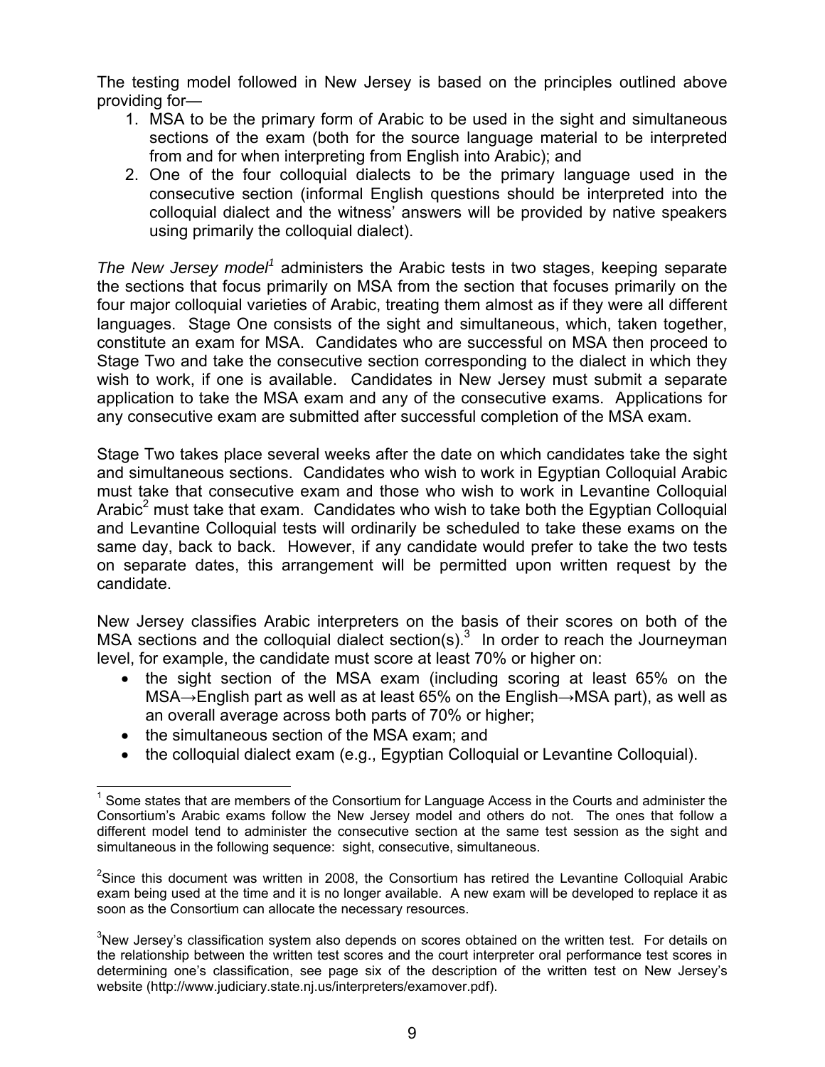The testing model followed in New Jersey is based on the principles outlined above providing for—

1. MSA to be the primary form of Arabic to be used in the sight and simultaneous sections of the exam (both for the source language material to be interpreted from and for when interpreting from English into Arabic); and
2. One of the four colloquial dialects to be the primary language used in the consecutive section (informal English questions should be interpreted into the colloquial dialect and the witness' answers will be provided by native speakers using primarily the colloquial dialect).

*The New Jersey model*[1] administers the Arabic tests in two stages, keeping separate the sections that focus primarily on MSA from the section that focuses primarily on the four major colloquial varieties of Arabic, treating them almost as if they were all different languages. Stage One consists of the sight and simultaneous, which, taken together, constitute an exam for MSA. Candidates who are successful on MSA then proceed to Stage Two and take the consecutive section corresponding to the dialect in which they wish to work, if one is available. Candidates in New Jersey must submit a separate application to take the MSA exam and any of the consecutive exams. Applications for any consecutive exam are submitted after successful completion of the MSA exam.

Stage Two takes place several weeks after the date on which candidates take the sight and simultaneous sections. Candidates who wish to work in Egyptian Colloquial Arabic must take that consecutive exam and those who wish to work in Levantine Colloquial Arabic[2] must take that exam. Candidates who wish to take both the Egyptian Colloquial and Levantine Colloquial tests will ordinarily be scheduled to take these exams on the same day, back to back. However, if any candidate would prefer to take the two tests on separate dates, this arrangement will be permitted upon written request by the candidate.

New Jersey classifies Arabic interpreters on the basis of their scores on both of the MSA sections and the colloquial dialect section(s).[3] In order to reach the Journeyman level, for example, the candidate must score at least 70% or higher on:

- the sight section of the MSA exam (including scoring at least 65% on the MSA→English part as well as at least 65% on the English→MSA part), as well as an overall average across both parts of 70% or higher;
- the simultaneous section of the MSA exam; and
- the colloquial dialect exam (e.g., Egyptian Colloquial or Levantine Colloquial).

---

[1] Some states that are members of the Consortium for Language Access in the Courts and administer the Consortium's Arabic exams follow the New Jersey model and others do not. The ones that follow a different model tend to administer the consecutive section at the same test session as the sight and simultaneous in the following sequence: sight, consecutive, simultaneous.

[2] Since this document was written in 2008, the Consortium has retired the Levantine Colloquial Arabic exam being used at the time and it is no longer available. A new exam will be developed to replace it as soon as the Consortium can allocate the necessary resources.

[3] New Jersey's classification system also depends on scores obtained on the written test. For details on the relationship between the written test scores and the court interpreter oral performance test scores in determining one's classification, see page six of the description of the written test on New Jersey's website (http://www.judiciary.state.nj.us/interpreters/examover.pdf).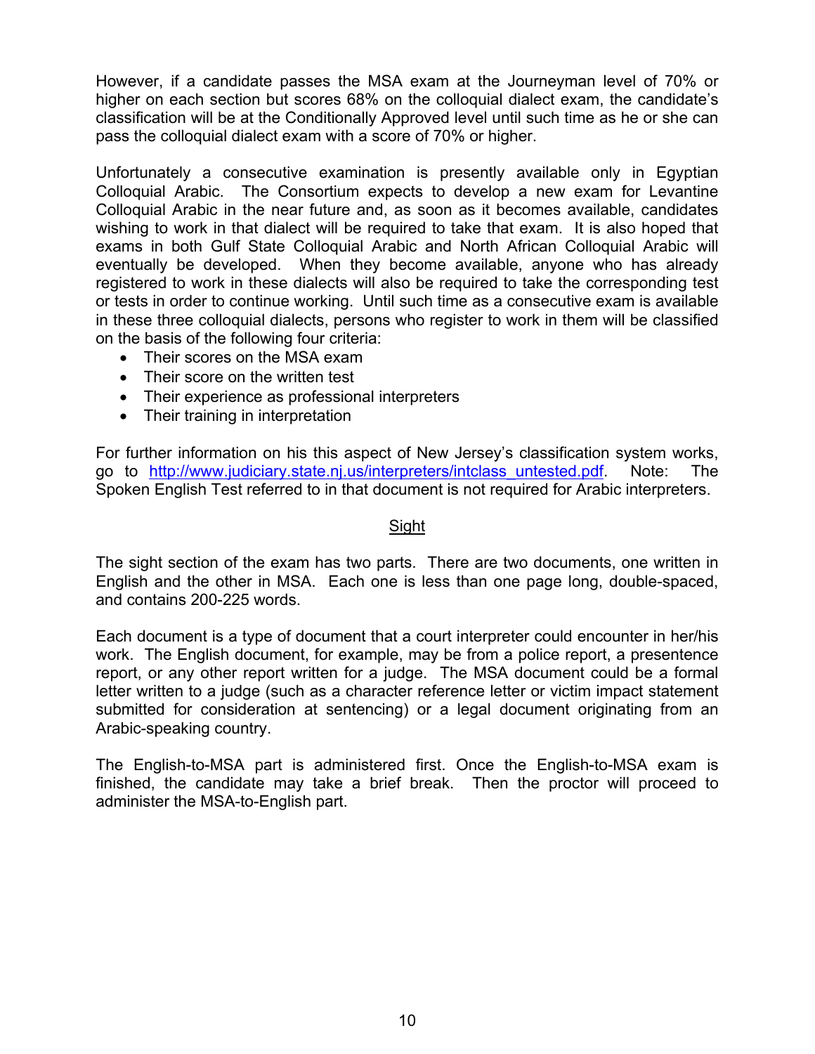However, if a candidate passes the MSA exam at the Journeyman level of 70% or higher on each section but scores 68% on the colloquial dialect exam, the candidate's classification will be at the Conditionally Approved level until such time as he or she can pass the colloquial dialect exam with a score of 70% or higher.

Unfortunately a consecutive examination is presently available only in Egyptian Colloquial Arabic. The Consortium expects to develop a new exam for Levantine Colloquial Arabic in the near future and, as soon as it becomes available, candidates wishing to work in that dialect will be required to take that exam. It is also hoped that exams in both Gulf State Colloquial Arabic and North African Colloquial Arabic will eventually be developed. When they become available, anyone who has already registered to work in these dialects will also be required to take the corresponding test or tests in order to continue working. Until such time as a consecutive exam is available in these three colloquial dialects, persons who register to work in them will be classified on the basis of the following four criteria:

- Their scores on the MSA exam
- Their score on the written test
- Their experience as professional interpreters
- Their training in interpretation

For further information on his this aspect of New Jersey's classification system works, go to [http://www.judiciary.state.nj.us/interpreters/intclass_untested.pdf](http://www.judiciary.state.nj.us/interpreters/intclass_untested.pdf). Note: The Spoken English Test referred to in that document is not required for Arabic interpreters.

## Sight

The sight section of the exam has two parts. There are two documents, one written in English and the other in MSA. Each one is less than one page long, double-spaced, and contains 200-225 words.

Each document is a type of document that a court interpreter could encounter in her/his work. The English document, for example, may be from a police report, a presentence report, or any other report written for a judge. The MSA document could be a formal letter written to a judge (such as a character reference letter or victim impact statement submitted for consideration at sentencing) or a legal document originating from an Arabic-speaking country.

The English-to-MSA part is administered first. Once the English-to-MSA exam is finished, the candidate may take a brief break. Then the proctor will proceed to administer the MSA-to-English part.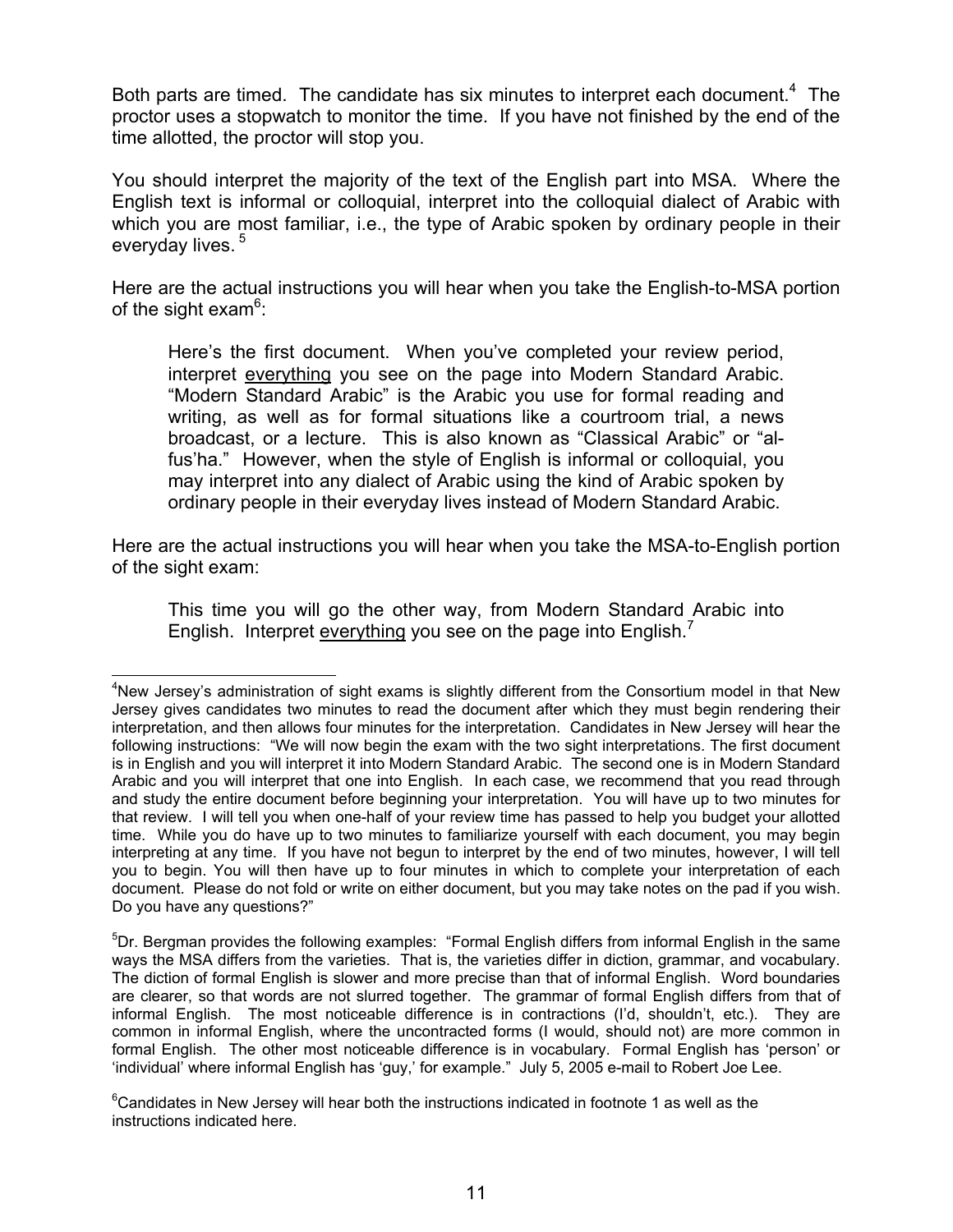Both parts are timed. The candidate has six minutes to interpret each document.[4] The proctor uses a stopwatch to monitor the time. If you have not finished by the end of the time allotted, the proctor will stop you.

You should interpret the majority of the text of the English part into MSA. Where the English text is informal or colloquial, interpret into the colloquial dialect of Arabic with which you are most familiar, i.e., the type of Arabic spoken by ordinary people in their everyday lives.[5]

Here are the actual instructions you will hear when you take the English-to-MSA portion of the sight exam[6]:

> Here's the first document. When you've completed your review period, interpret <u>everything</u> you see on the page into Modern Standard Arabic. "Modern Standard Arabic" is the Arabic you use for formal reading and writing, as well as for formal situations like a courtroom trial, a news broadcast, or a lecture. This is also known as "Classical Arabic" or "al-fus'ha." However, when the style of English is informal or colloquial, you may interpret into any dialect of Arabic using the kind of Arabic spoken by ordinary people in their everyday lives instead of Modern Standard Arabic.

Here are the actual instructions you will hear when you take the MSA-to-English portion of the sight exam:

> This time you will go the other way, from Modern Standard Arabic into English. Interpret <u>everything</u> you see on the page into English.[7]

---

[4]New Jersey's administration of sight exams is slightly different from the Consortium model in that New Jersey gives candidates two minutes to read the document after which they must begin rendering their interpretation, and then allows four minutes for the interpretation. Candidates in New Jersey will hear the following instructions: "We will now begin the exam with the two sight interpretations. The first document is in English and you will interpret it into Modern Standard Arabic. The second one is in Modern Standard Arabic and you will interpret that one into English. In each case, we recommend that you read through and study the entire document before beginning your interpretation. You will have up to two minutes for that review. I will tell you when one-half of your review time has passed to help you budget your allotted time. While you do have up to two minutes to familiarize yourself with each document, you may begin interpreting at any time. If you have not begun to interpret by the end of two minutes, however, I will tell you to begin. You will then have up to four minutes in which to complete your interpretation of each document. Please do not fold or write on either document, but you may take notes on the pad if you wish. Do you have any questions?"

[5]Dr. Bergman provides the following examples: "Formal English differs from informal English in the same ways the MSA differs from the varieties. That is, the varieties differ in diction, grammar, and vocabulary. The diction of formal English is slower and more precise than that of informal English. Word boundaries are clearer, so that words are not slurred together. The grammar of formal English differs from that of informal English. The most noticeable difference is in contractions (I'd, shouldn't, etc.). They are common in informal English, where the uncontracted forms (I would, should not) are more common in formal English. The other most noticeable difference is in vocabulary. Formal English has 'person' or 'individual' where informal English has 'guy,' for example." July 5, 2005 e-mail to Robert Joe Lee.

[6]Candidates in New Jersey will hear both the instructions indicated in footnote 1 as well as the instructions indicated here.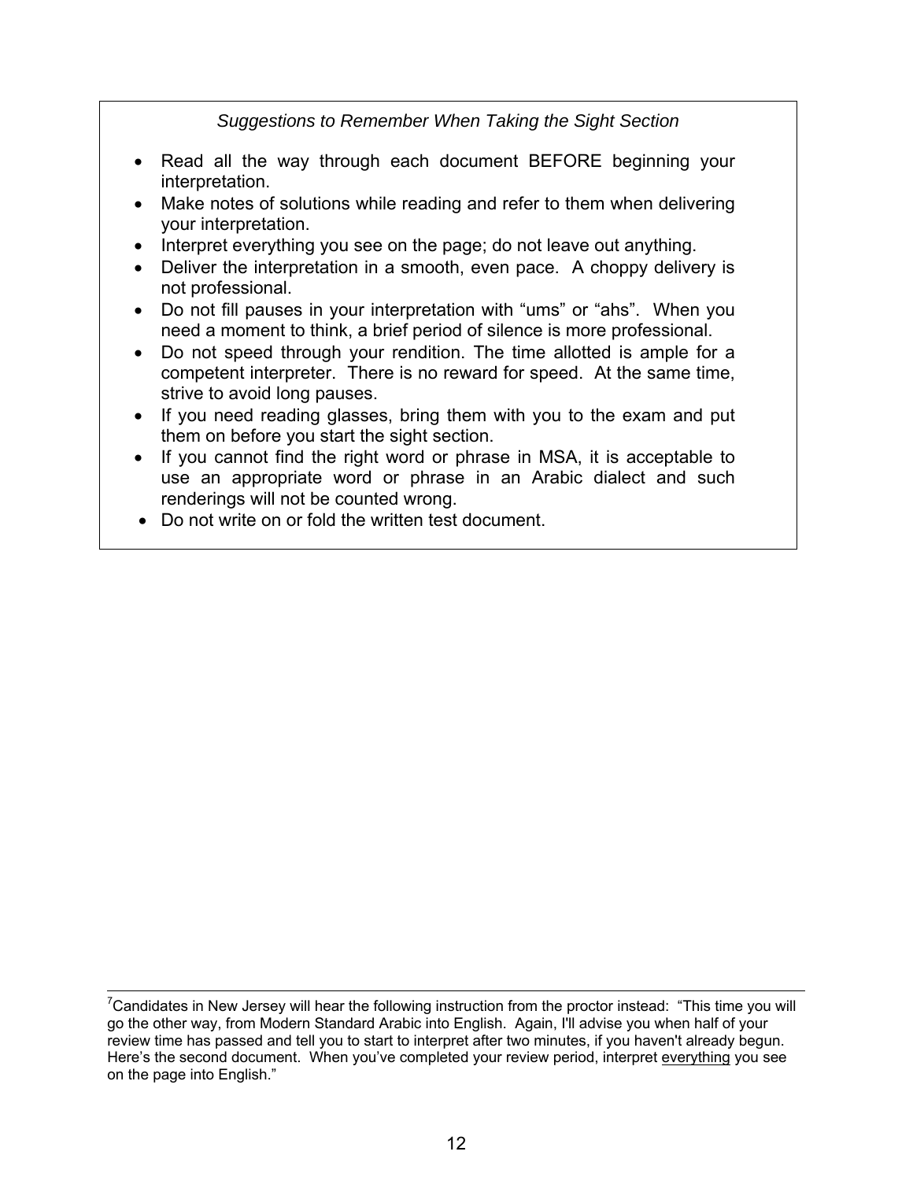*Suggestions to Remember When Taking the Sight Section*

- Read all the way through each document BEFORE beginning your interpretation.
- Make notes of solutions while reading and refer to them when delivering your interpretation.
- Interpret everything you see on the page; do not leave out anything.
- Deliver the interpretation in a smooth, even pace. A choppy delivery is not professional.
- Do not fill pauses in your interpretation with "ums" or "ahs". When you need a moment to think, a brief period of silence is more professional.
- Do not speed through your rendition. The time allotted is ample for a competent interpreter. There is no reward for speed. At the same time, strive to avoid long pauses.
- If you need reading glasses, bring them with you to the exam and put them on before you start the sight section.
- If you cannot find the right word or phrase in MSA, it is acceptable to use an appropriate word or phrase in an Arabic dialect and such renderings will not be counted wrong.
- Do not write on or fold the written test document.

---

[7]Candidates in New Jersey will hear the following instruction from the proctor instead: "This time you will go the other way, from Modern Standard Arabic into English. Again, I'll advise you when half of your review time has passed and tell you to start to interpret after two minutes, if you haven't already begun. Here's the second document. When you've completed your review period, interpret <u>everything</u> you see on the page into English."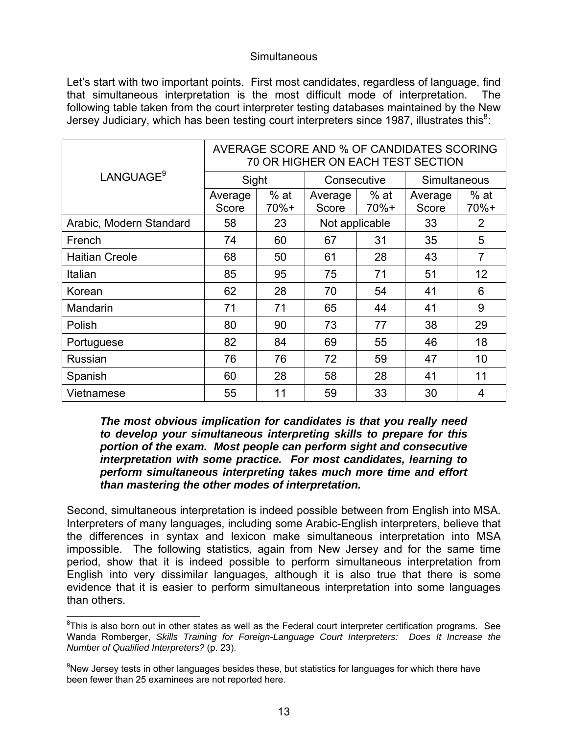## Simultaneous

Let's start with two important points. First most candidates, regardless of language, find that simultaneous interpretation is the most difficult mode of interpretation. The following table taken from the court interpreter testing databases maintained by the New Jersey Judiciary, which has been testing court interpreters since 1987, illustrates this[8]:

| LANGUAGE[9] | AVERAGE SCORE AND % OF CANDIDATES SCORING 70 OR HIGHER ON EACH TEST SECTION | | | | | |
|---|---|---|---|---|---|---|
| | Sight | | Consecutive | | Simultaneous | |
| | Average Score | % at 70%+ | Average Score | % at 70%+ | Average Score | % at 70%+ |
| Arabic, Modern Standard | 58 | 23 | Not applicable | | 33 | 2 |
| French | 74 | 60 | 67 | 31 | 35 | 5 |
| Haitian Creole | 68 | 50 | 61 | 28 | 43 | 7 |
| Italian | 85 | 95 | 75 | 71 | 51 | 12 |
| Korean | 62 | 28 | 70 | 54 | 41 | 6 |
| Mandarin | 71 | 71 | 65 | 44 | 41 | 9 |
| Polish | 80 | 90 | 73 | 77 | 38 | 29 |
| Portuguese | 82 | 84 | 69 | 55 | 46 | 18 |
| Russian | 76 | 76 | 72 | 59 | 47 | 10 |
| Spanish | 60 | 28 | 58 | 28 | 41 | 11 |
| Vietnamese | 55 | 11 | 59 | 33 | 30 | 4 |

> ***The most obvious implication for candidates is that you really need to develop your simultaneous interpreting skills to prepare for this portion of the exam. Most people can perform sight and consecutive interpretation with some practice. For most candidates, learning to perform simultaneous interpreting takes much more time and effort than mastering the other modes of interpretation.***

Second, simultaneous interpretation is indeed possible between from English into MSA. Interpreters of many languages, including some Arabic-English interpreters, believe that the differences in syntax and lexicon make simultaneous interpretation into MSA impossible. The following statistics, again from New Jersey and for the same time period, show that it is indeed possible to perform simultaneous interpretation from English into very dissimilar languages, although it is also true that there is some evidence that it is easier to perform simultaneous interpretation into some languages than others.

---

[8]This is also born out in other states as well as the Federal court interpreter certification programs. See Wanda Romberger, *Skills Training for Foreign-Language Court Interpreters: Does It Increase the Number of Qualified Interpreters?* (p. 23).

[9]New Jersey tests in other languages besides these, but statistics for languages for which there have been fewer than 25 examinees are not reported here.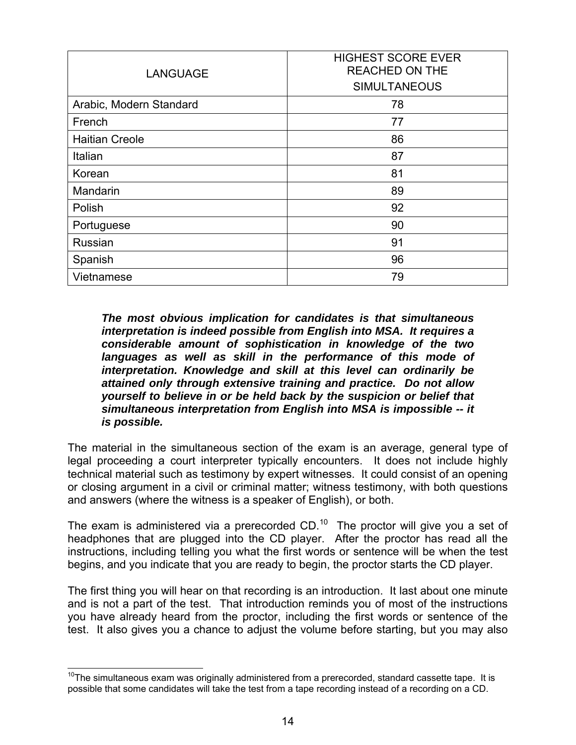| LANGUAGE | HIGHEST SCORE EVER REACHED ON THE SIMULTANEOUS |
|---|---|
| Arabic, Modern Standard | 78 |
| French | 77 |
| Haitian Creole | 86 |
| Italian | 87 |
| Korean | 81 |
| Mandarin | 89 |
| Polish | 92 |
| Portuguese | 90 |
| Russian | 91 |
| Spanish | 96 |
| Vietnamese | 79 |

> ***The most obvious implication for candidates is that simultaneous interpretation is indeed possible from English into MSA. It requires a considerable amount of sophistication in knowledge of the two languages as well as skill in the performance of this mode of interpretation. Knowledge and skill at this level can ordinarily be attained only through extensive training and practice. Do not allow yourself to believe in or be held back by the suspicion or belief that simultaneous interpretation from English into MSA is impossible -- it is possible.***

The material in the simultaneous section of the exam is an average, general type of legal proceeding a court interpreter typically encounters. It does not include highly technical material such as testimony by expert witnesses. It could consist of an opening or closing argument in a civil or criminal matter; witness testimony, with both questions and answers (where the witness is a speaker of English), or both.

The exam is administered via a prerecorded CD.[10] The proctor will give you a set of headphones that are plugged into the CD player. After the proctor has read all the instructions, including telling you what the first words or sentence will be when the test begins, and you indicate that you are ready to begin, the proctor starts the CD player.

The first thing you will hear on that recording is an introduction. It last about one minute and is not a part of the test. That introduction reminds you of most of the instructions you have already heard from the proctor, including the first words or sentence of the test. It also gives you a chance to adjust the volume before starting, but you may also

[10] The simultaneous exam was originally administered from a prerecorded, standard cassette tape. It is possible that some candidates will take the test from a tape recording instead of a recording on a CD.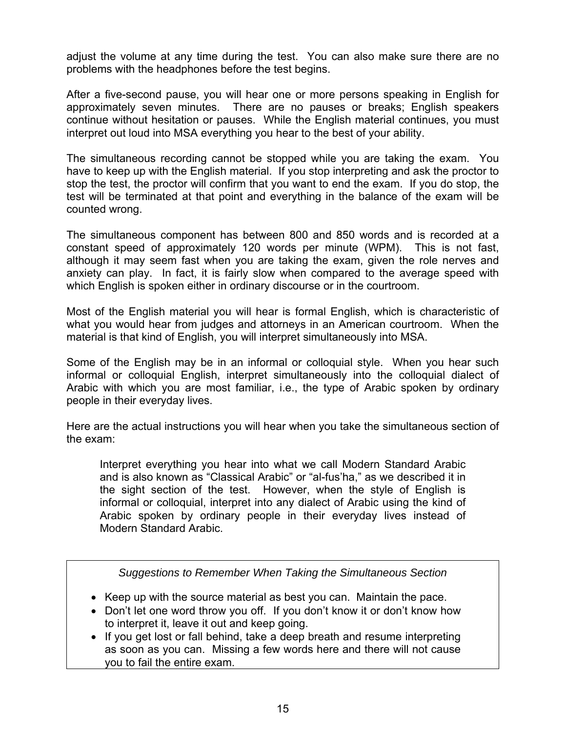adjust the volume at any time during the test. You can also make sure there are no problems with the headphones before the test begins.

After a five-second pause, you will hear one or more persons speaking in English for approximately seven minutes. There are no pauses or breaks; English speakers continue without hesitation or pauses. While the English material continues, you must interpret out loud into MSA everything you hear to the best of your ability.

The simultaneous recording cannot be stopped while you are taking the exam. You have to keep up with the English material. If you stop interpreting and ask the proctor to stop the test, the proctor will confirm that you want to end the exam. If you do stop, the test will be terminated at that point and everything in the balance of the exam will be counted wrong.

The simultaneous component has between 800 and 850 words and is recorded at a constant speed of approximately 120 words per minute (WPM). This is not fast, although it may seem fast when you are taking the exam, given the role nerves and anxiety can play. In fact, it is fairly slow when compared to the average speed with which English is spoken either in ordinary discourse or in the courtroom.

Most of the English material you will hear is formal English, which is characteristic of what you would hear from judges and attorneys in an American courtroom. When the material is that kind of English, you will interpret simultaneously into MSA.

Some of the English may be in an informal or colloquial style. When you hear such informal or colloquial English, interpret simultaneously into the colloquial dialect of Arabic with which you are most familiar, i.e., the type of Arabic spoken by ordinary people in their everyday lives.

Here are the actual instructions you will hear when you take the simultaneous section of the exam:

> Interpret everything you hear into what we call Modern Standard Arabic and is also known as “Classical Arabic” or “al-fus’ha,” as we described it in the sight section of the test. However, when the style of English is informal or colloquial, interpret into any dialect of Arabic using the kind of Arabic spoken by ordinary people in their everyday lives instead of Modern Standard Arabic.

*Suggestions to Remember When Taking the Simultaneous Section*

- Keep up with the source material as best you can. Maintain the pace.
- Don’t let one word throw you off. If you don’t know it or don’t know how to interpret it, leave it out and keep going.
- If you get lost or fall behind, take a deep breath and resume interpreting as soon as you can. Missing a few words here and there will not cause you to fail the entire exam.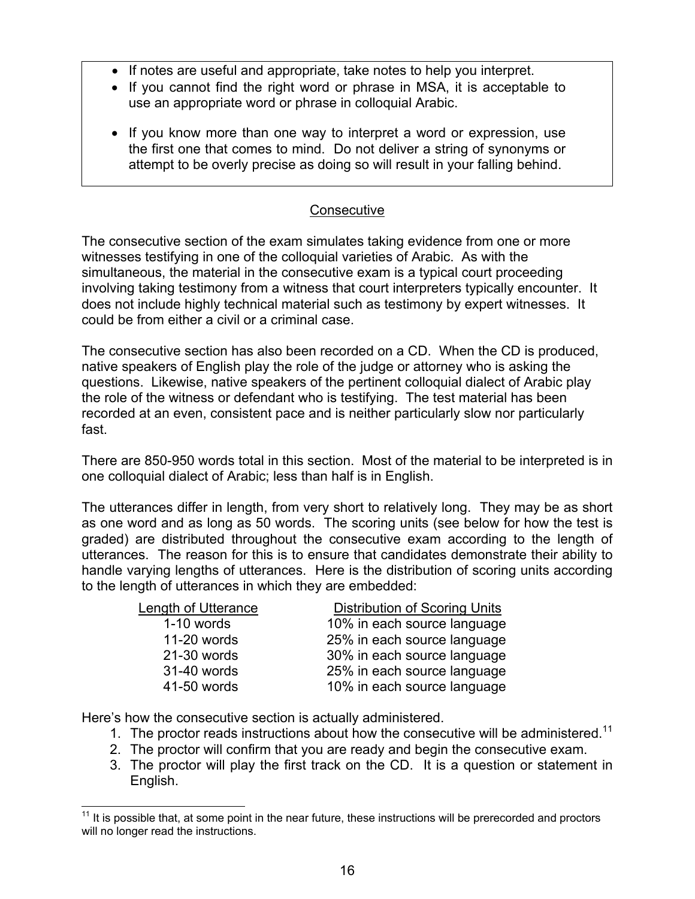- If notes are useful and appropriate, take notes to help you interpret.
- If you cannot find the right word or phrase in MSA, it is acceptable to use an appropriate word or phrase in colloquial Arabic.
- If you know more than one way to interpret a word or expression, use the first one that comes to mind. Do not deliver a string of synonyms or attempt to be overly precise as doing so will result in your falling behind.

## Consecutive

The consecutive section of the exam simulates taking evidence from one or more witnesses testifying in one of the colloquial varieties of Arabic. As with the simultaneous, the material in the consecutive exam is a typical court proceeding involving taking testimony from a witness that court interpreters typically encounter. It does not include highly technical material such as testimony by expert witnesses. It could be from either a civil or a criminal case.

The consecutive section has also been recorded on a CD. When the CD is produced, native speakers of English play the role of the judge or attorney who is asking the questions. Likewise, native speakers of the pertinent colloquial dialect of Arabic play the role of the witness or defendant who is testifying. The test material has been recorded at an even, consistent pace and is neither particularly slow nor particularly fast.

There are 850-950 words total in this section. Most of the material to be interpreted is in one colloquial dialect of Arabic; less than half is in English.

The utterances differ in length, from very short to relatively long. They may be as short as one word and as long as 50 words. The scoring units (see below for how the test is graded) are distributed throughout the consecutive exam according to the length of utterances. The reason for this is to ensure that candidates demonstrate their ability to handle varying lengths of utterances. Here is the distribution of scoring units according to the length of utterances in which they are embedded:

| Length of Utterance | Distribution of Scoring Units |
|---|---|
| 1-10 words | 10% in each source language |
| 11-20 words | 25% in each source language |
| 21-30 words | 30% in each source language |
| 31-40 words | 25% in each source language |
| 41-50 words | 10% in each source language |

Here's how the consecutive section is actually administered.

1. The proctor reads instructions about how the consecutive will be administered.[11]
2. The proctor will confirm that you are ready and begin the consecutive exam.
3. The proctor will play the first track on the CD. It is a question or statement in English.

[11] It is possible that, at some point in the near future, these instructions will be prerecorded and proctors will no longer read the instructions.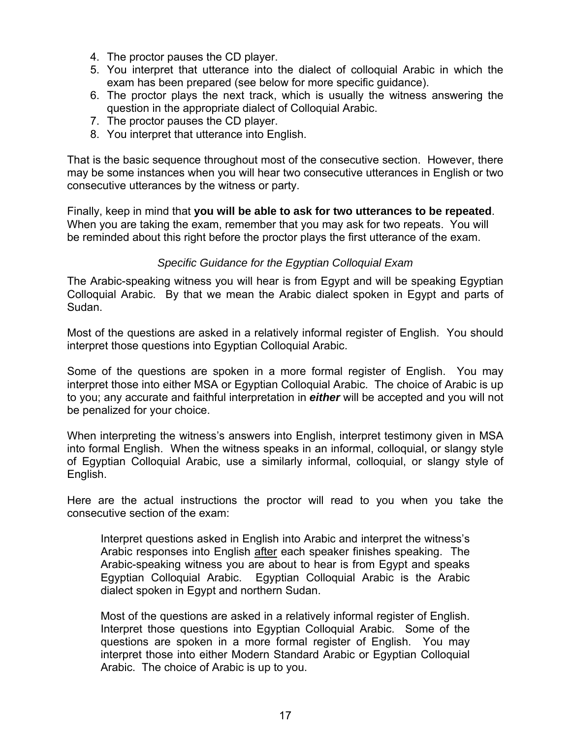4. The proctor pauses the CD player.
5. You interpret that utterance into the dialect of colloquial Arabic in which the exam has been prepared (see below for more specific guidance).
6. The proctor plays the next track, which is usually the witness answering the question in the appropriate dialect of Colloquial Arabic.
7. The proctor pauses the CD player.
8. You interpret that utterance into English.

That is the basic sequence throughout most of the consecutive section. However, there may be some instances when you will hear two consecutive utterances in English or two consecutive utterances by the witness or party.

Finally, keep in mind that **you will be able to ask for two utterances to be repeated**. When you are taking the exam, remember that you may ask for two repeats. You will be reminded about this right before the proctor plays the first utterance of the exam.

*Specific Guidance for the Egyptian Colloquial Exam*

The Arabic-speaking witness you will hear is from Egypt and will be speaking Egyptian Colloquial Arabic. By that we mean the Arabic dialect spoken in Egypt and parts of Sudan.

Most of the questions are asked in a relatively informal register of English. You should interpret those questions into Egyptian Colloquial Arabic.

Some of the questions are spoken in a more formal register of English. You may interpret those into either MSA or Egyptian Colloquial Arabic. The choice of Arabic is up to you; any accurate and faithful interpretation in ***either*** will be accepted and you will not be penalized for your choice.

When interpreting the witness's answers into English, interpret testimony given in MSA into formal English. When the witness speaks in an informal, colloquial, or slangy style of Egyptian Colloquial Arabic, use a similarly informal, colloquial, or slangy style of English.

Here are the actual instructions the proctor will read to you when you take the consecutive section of the exam:

> Interpret questions asked in English into Arabic and interpret the witness's Arabic responses into English after each speaker finishes speaking. The Arabic-speaking witness you are about to hear is from Egypt and speaks Egyptian Colloquial Arabic. Egyptian Colloquial Arabic is the Arabic dialect spoken in Egypt and northern Sudan.
>
> Most of the questions are asked in a relatively informal register of English. Interpret those questions into Egyptian Colloquial Arabic. Some of the questions are spoken in a more formal register of English. You may interpret those into either Modern Standard Arabic or Egyptian Colloquial Arabic. The choice of Arabic is up to you.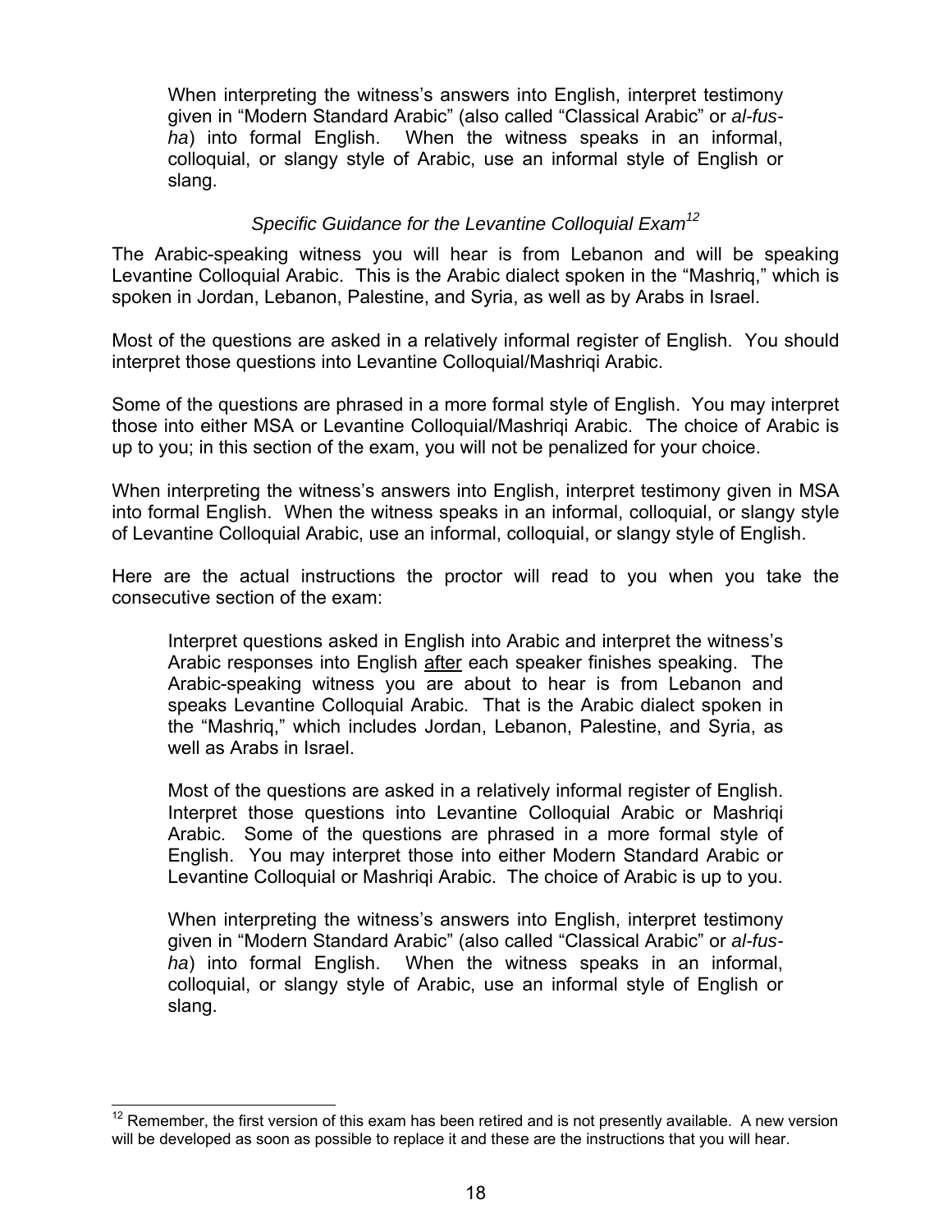> When interpreting the witness's answers into English, interpret testimony given in "Modern Standard Arabic" (also called "Classical Arabic" or *al-fus-ha*) into formal English. When the witness speaks in an informal, colloquial, or slangy style of Arabic, use an informal style of English or slang.

### *Specific Guidance for the Levantine Colloquial Exam*[12]

The Arabic-speaking witness you will hear is from Lebanon and will be speaking Levantine Colloquial Arabic. This is the Arabic dialect spoken in the "Mashriq," which is spoken in Jordan, Lebanon, Palestine, and Syria, as well as by Arabs in Israel.

Most of the questions are asked in a relatively informal register of English. You should interpret those questions into Levantine Colloquial/Mashriqi Arabic.

Some of the questions are phrased in a more formal style of English. You may interpret those into either MSA or Levantine Colloquial/Mashriqi Arabic. The choice of Arabic is up to you; in this section of the exam, you will not be penalized for your choice.

When interpreting the witness's answers into English, interpret testimony given in MSA into formal English. When the witness speaks in an informal, colloquial, or slangy style of Levantine Colloquial Arabic, use an informal, colloquial, or slangy style of English.

Here are the actual instructions the proctor will read to you when you take the consecutive section of the exam:

> Interpret questions asked in English into Arabic and interpret the witness's Arabic responses into English after each speaker finishes speaking. The Arabic-speaking witness you are about to hear is from Lebanon and speaks Levantine Colloquial Arabic. That is the Arabic dialect spoken in the "Mashriq," which includes Jordan, Lebanon, Palestine, and Syria, as well as Arabs in Israel.
>
> Most of the questions are asked in a relatively informal register of English. Interpret those questions into Levantine Colloquial Arabic or Mashriqi Arabic. Some of the questions are phrased in a more formal style of English. You may interpret those into either Modern Standard Arabic or Levantine Colloquial or Mashriqi Arabic. The choice of Arabic is up to you.
>
> When interpreting the witness's answers into English, interpret testimony given in "Modern Standard Arabic" (also called "Classical Arabic" or *al-fus-ha*) into formal English. When the witness speaks in an informal, colloquial, or slangy style of Arabic, use an informal style of English or slang.

---

[12] Remember, the first version of this exam has been retired and is not presently available. A new version will be developed as soon as possible to replace it and these are the instructions that you will hear.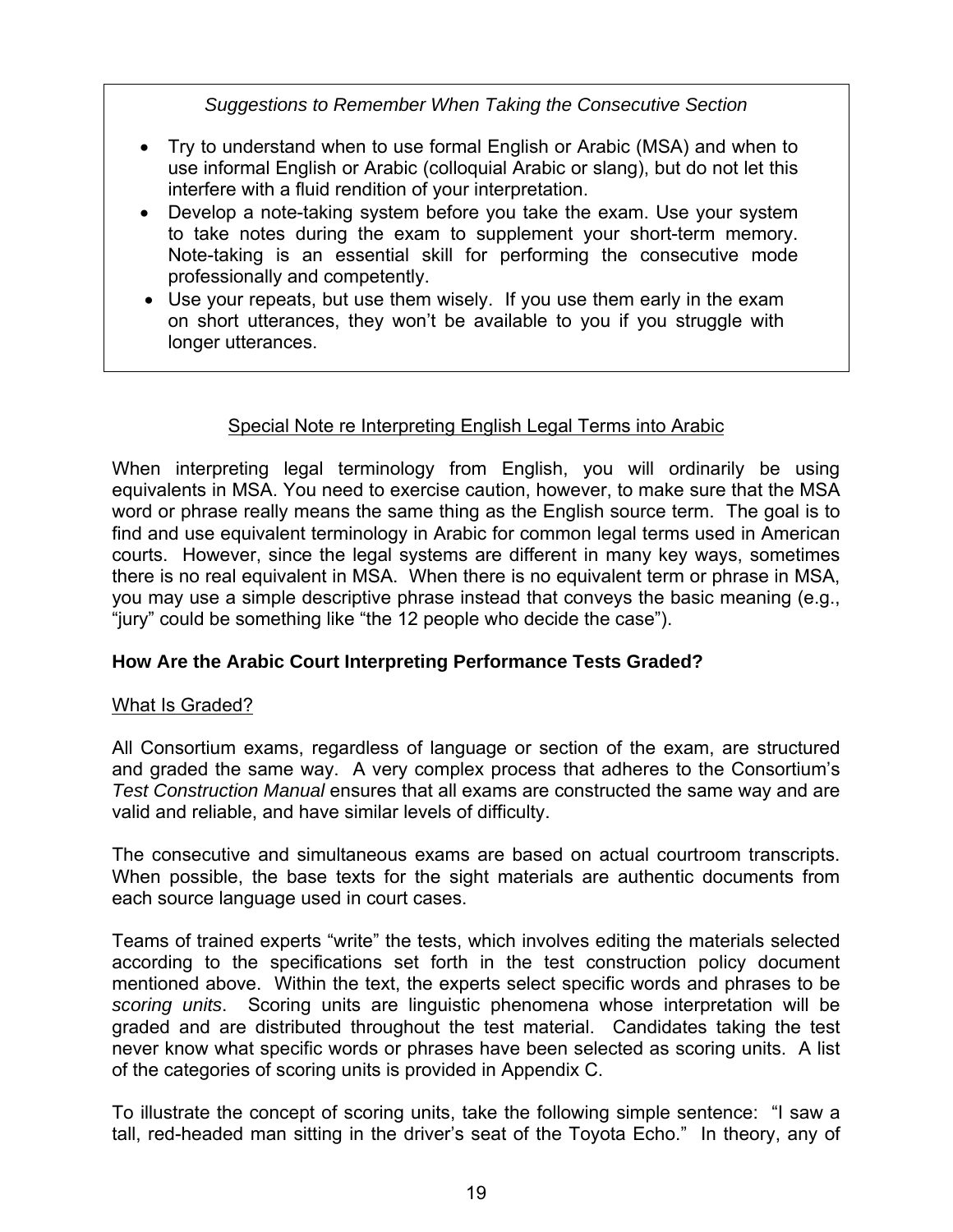*Suggestions to Remember When Taking the Consecutive Section*

- Try to understand when to use formal English or Arabic (MSA) and when to use informal English or Arabic (colloquial Arabic or slang), but do not let this interfere with a fluid rendition of your interpretation.
- Develop a note-taking system before you take the exam. Use your system to take notes during the exam to supplement your short-term memory. Note-taking is an essential skill for performing the consecutive mode professionally and competently.
- Use your repeats, but use them wisely. If you use them early in the exam on short utterances, they won't be available to you if you struggle with longer utterances.

Special Note re Interpreting English Legal Terms into Arabic

When interpreting legal terminology from English, you will ordinarily be using equivalents in MSA. You need to exercise caution, however, to make sure that the MSA word or phrase really means the same thing as the English source term. The goal is to find and use equivalent terminology in Arabic for common legal terms used in American courts. However, since the legal systems are different in many key ways, sometimes there is no real equivalent in MSA. When there is no equivalent term or phrase in MSA, you may use a simple descriptive phrase instead that conveys the basic meaning (e.g., "jury" could be something like "the 12 people who decide the case").

**How Are the Arabic Court Interpreting Performance Tests Graded?**

What Is Graded?

All Consortium exams, regardless of language or section of the exam, are structured and graded the same way. A very complex process that adheres to the Consortium's *Test Construction Manual* ensures that all exams are constructed the same way and are valid and reliable, and have similar levels of difficulty.

The consecutive and simultaneous exams are based on actual courtroom transcripts. When possible, the base texts for the sight materials are authentic documents from each source language used in court cases.

Teams of trained experts "write" the tests, which involves editing the materials selected according to the specifications set forth in the test construction policy document mentioned above. Within the text, the experts select specific words and phrases to be *scoring units*. Scoring units are linguistic phenomena whose interpretation will be graded and are distributed throughout the test material. Candidates taking the test never know what specific words or phrases have been selected as scoring units. A list of the categories of scoring units is provided in Appendix C.

To illustrate the concept of scoring units, take the following simple sentence: "I saw a tall, red-headed man sitting in the driver's seat of the Toyota Echo." In theory, any of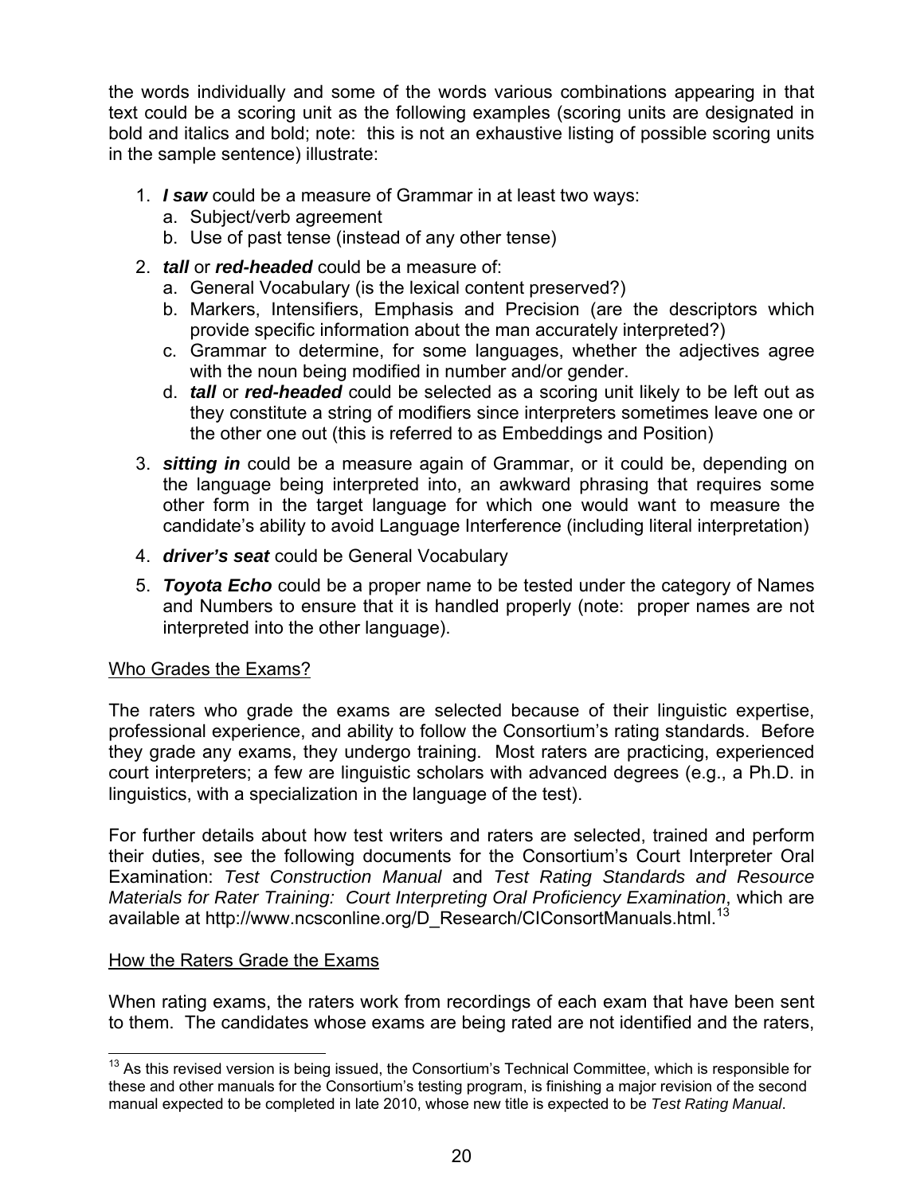the words individually and some of the words various combinations appearing in that text could be a scoring unit as the following examples (scoring units are designated in bold and italics and bold; note: this is not an exhaustive listing of possible scoring units in the sample sentence) illustrate:

1. ***I saw*** could be a measure of Grammar in at least two ways:
   a. Subject/verb agreement
   b. Use of past tense (instead of any other tense)
2. ***tall*** or ***red-headed*** could be a measure of:
   a. General Vocabulary (is the lexical content preserved?)
   b. Markers, Intensifiers, Emphasis and Precision (are the descriptors which provide specific information about the man accurately interpreted?)
   c. Grammar to determine, for some languages, whether the adjectives agree with the noun being modified in number and/or gender.
   d. ***tall*** or ***red-headed*** could be selected as a scoring unit likely to be left out as they constitute a string of modifiers since interpreters sometimes leave one or the other one out (this is referred to as Embeddings and Position)
3. ***sitting in*** could be a measure again of Grammar, or it could be, depending on the language being interpreted into, an awkward phrasing that requires some other form in the target language for which one would want to measure the candidate's ability to avoid Language Interference (including literal interpretation)
4. ***driver's seat*** could be General Vocabulary
5. ***Toyota Echo*** could be a proper name to be tested under the category of Names and Numbers to ensure that it is handled properly (note: proper names are not interpreted into the other language).

<u>Who Grades the Exams?</u>

The raters who grade the exams are selected because of their linguistic expertise, professional experience, and ability to follow the Consortium's rating standards. Before they grade any exams, they undergo training. Most raters are practicing, experienced court interpreters; a few are linguistic scholars with advanced degrees (e.g., a Ph.D. in linguistics, with a specialization in the language of the test).

For further details about how test writers and raters are selected, trained and perform their duties, see the following documents for the Consortium's Court Interpreter Oral Examination: *Test Construction Manual* and *Test Rating Standards and Resource Materials for Rater Training: Court Interpreting Oral Proficiency Examination*, which are available at http://www.ncsconline.org/D_Research/CIConsortManuals.html.[13]

<u>How the Raters Grade the Exams</u>

When rating exams, the raters work from recordings of each exam that have been sent to them. The candidates whose exams are being rated are not identified and the raters,

[13] As this revised version is being issued, the Consortium's Technical Committee, which is responsible for these and other manuals for the Consortium's testing program, is finishing a major revision of the second manual expected to be completed in late 2010, whose new title is expected to be *Test Rating Manual*.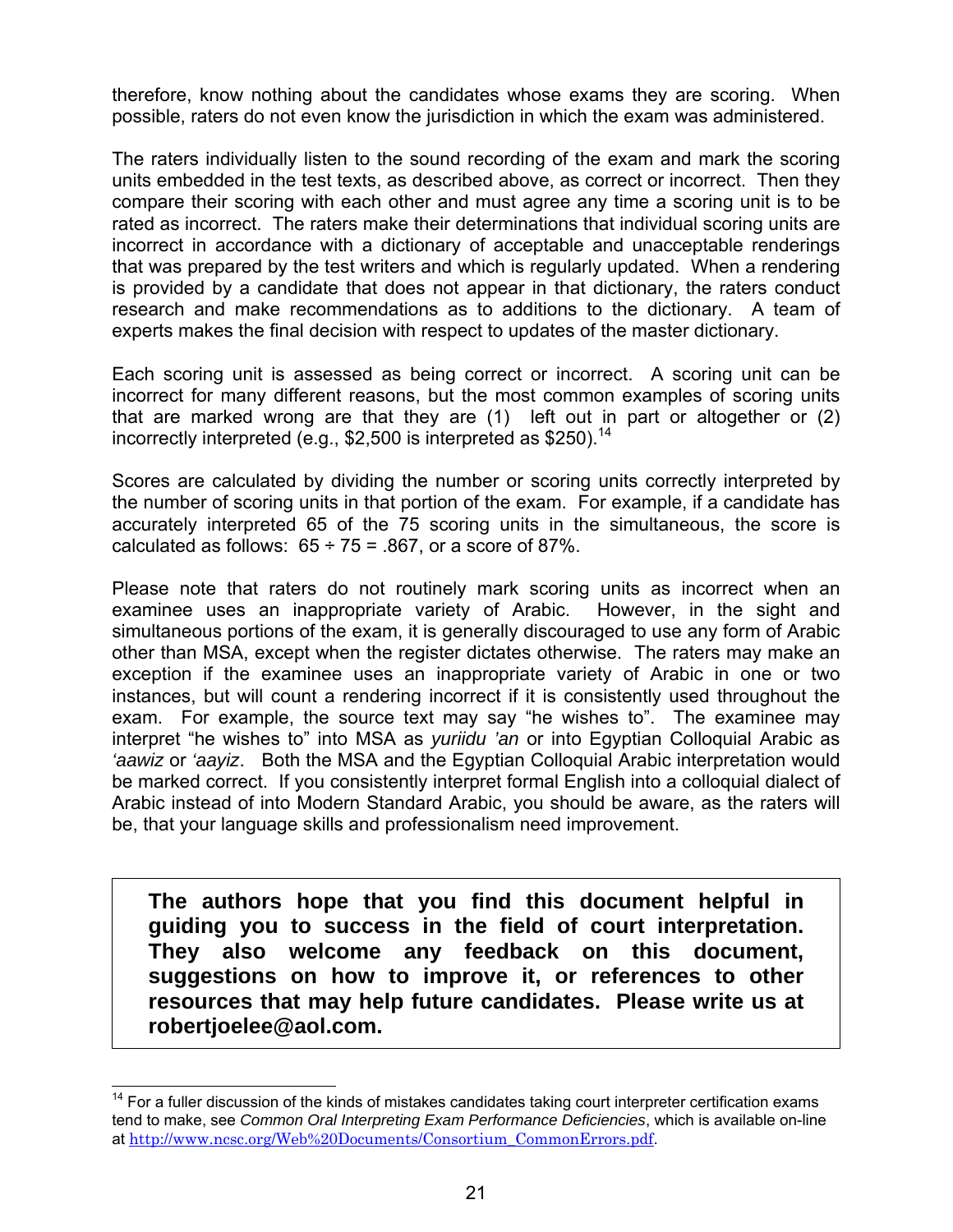therefore, know nothing about the candidates whose exams they are scoring. When possible, raters do not even know the jurisdiction in which the exam was administered.

The raters individually listen to the sound recording of the exam and mark the scoring units embedded in the test texts, as described above, as correct or incorrect. Then they compare their scoring with each other and must agree any time a scoring unit is to be rated as incorrect. The raters make their determinations that individual scoring units are incorrect in accordance with a dictionary of acceptable and unacceptable renderings that was prepared by the test writers and which is regularly updated. When a rendering is provided by a candidate that does not appear in that dictionary, the raters conduct research and make recommendations as to additions to the dictionary. A team of experts makes the final decision with respect to updates of the master dictionary.

Each scoring unit is assessed as being correct or incorrect. A scoring unit can be incorrect for many different reasons, but the most common examples of scoring units that are marked wrong are that they are (1) left out in part or altogether or (2) incorrectly interpreted (e.g., $2,500 is interpreted as $250).[14]

Scores are calculated by dividing the number or scoring units correctly interpreted by the number of scoring units in that portion of the exam. For example, if a candidate has accurately interpreted 65 of the 75 scoring units in the simultaneous, the score is calculated as follows: 65 ÷ 75 = .867, or a score of 87%.

Please note that raters do not routinely mark scoring units as incorrect when an examinee uses an inappropriate variety of Arabic. However, in the sight and simultaneous portions of the exam, it is generally discouraged to use any form of Arabic other than MSA, except when the register dictates otherwise. The raters may make an exception if the examinee uses an inappropriate variety of Arabic in one or two instances, but will count a rendering incorrect if it is consistently used throughout the exam. For example, the source text may say "he wishes to". The examinee may interpret "he wishes to" into MSA as *yuriidu 'an* or into Egyptian Colloquial Arabic as *'aawiz* or *'aayiz*. Both the MSA and the Egyptian Colloquial Arabic interpretation would be marked correct. If you consistently interpret formal English into a colloquial dialect of Arabic instead of into Modern Standard Arabic, you should be aware, as the raters will be, that your language skills and professionalism need improvement.

**The authors hope that you find this document helpful in guiding you to success in the field of court interpretation. They also welcome any feedback on this document, suggestions on how to improve it, or references to other resources that may help future candidates. Please write us at robertjoelee@aol.com.**

---

[14] For a fuller discussion of the kinds of mistakes candidates taking court interpreter certification exams tend to make, see *Common Oral Interpreting Exam Performance Deficiencies*, which is available on-line at http://www.ncsc.org/Web%20Documents/Consortium_CommonErrors.pdf.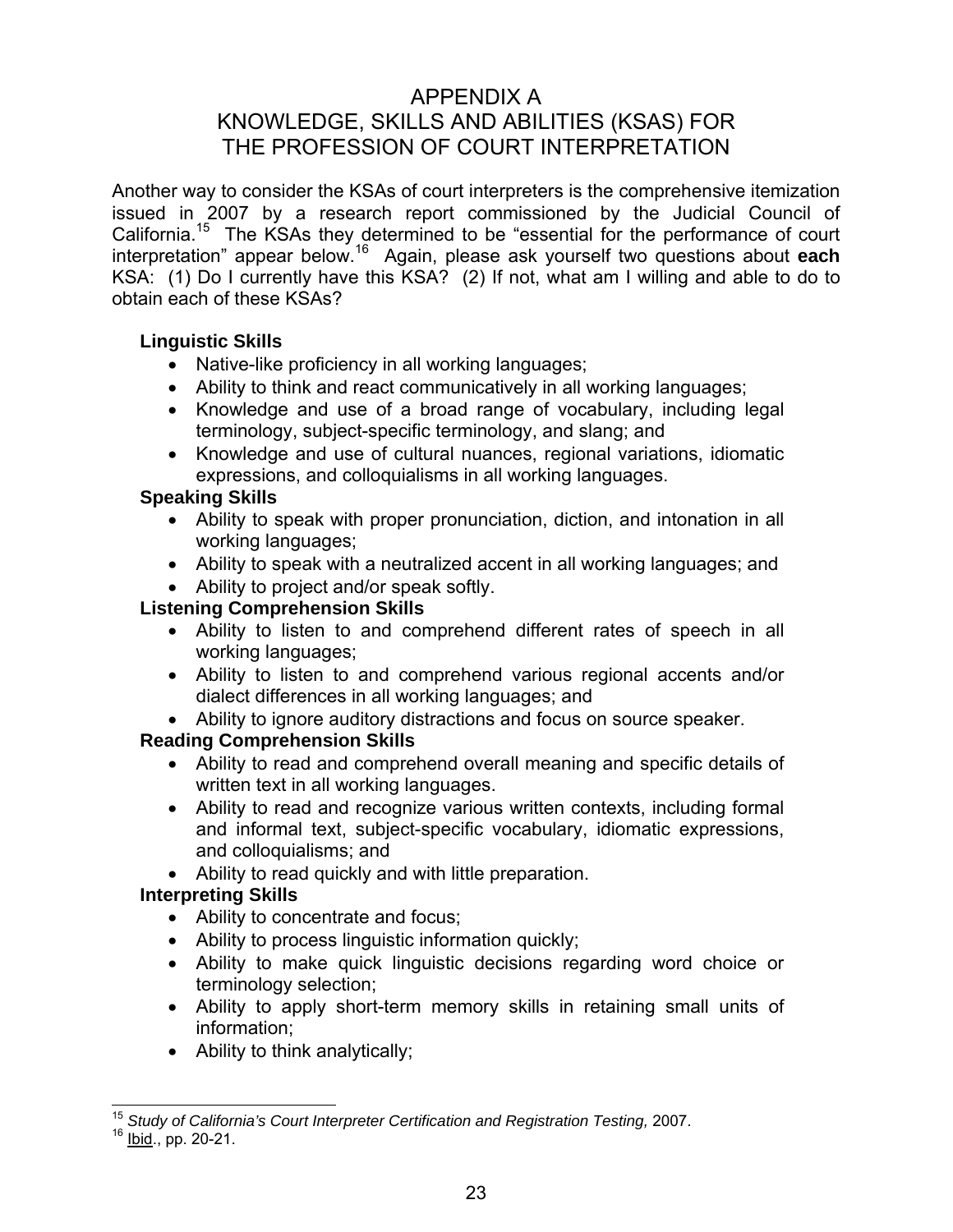# APPENDIX A
# KNOWLEDGE, SKILLS AND ABILITIES (KSAS) FOR THE PROFESSION OF COURT INTERPRETATION

Another way to consider the KSAs of court interpreters is the comprehensive itemization issued in 2007 by a research report commissioned by the Judicial Council of California.[15] The KSAs they determined to be "essential for the performance of court interpretation" appear below.[16] Again, please ask yourself two questions about **each** KSA: (1) Do I currently have this KSA? (2) If not, what am I willing and able to do to obtain each of these KSAs?

**Linguistic Skills**

- Native-like proficiency in all working languages;
- Ability to think and react communicatively in all working languages;
- Knowledge and use of a broad range of vocabulary, including legal terminology, subject-specific terminology, and slang; and
- Knowledge and use of cultural nuances, regional variations, idiomatic expressions, and colloquialisms in all working languages.

**Speaking Skills**

- Ability to speak with proper pronunciation, diction, and intonation in all working languages;
- Ability to speak with a neutralized accent in all working languages; and
- Ability to project and/or speak softly.

**Listening Comprehension Skills**

- Ability to listen to and comprehend different rates of speech in all working languages;
- Ability to listen to and comprehend various regional accents and/or dialect differences in all working languages; and
- Ability to ignore auditory distractions and focus on source speaker.

**Reading Comprehension Skills**

- Ability to read and comprehend overall meaning and specific details of written text in all working languages.
- Ability to read and recognize various written contexts, including formal and informal text, subject-specific vocabulary, idiomatic expressions, and colloquialisms; and
- Ability to read quickly and with little preparation.

**Interpreting Skills**

- Ability to concentrate and focus;
- Ability to process linguistic information quickly;
- Ability to make quick linguistic decisions regarding word choice or terminology selection;
- Ability to apply short-term memory skills in retaining small units of information;
- Ability to think analytically;

---

[15] *Study of California's Court Interpreter Certification and Registration Testing,* 2007.

[16] Ibid., pp. 20-21.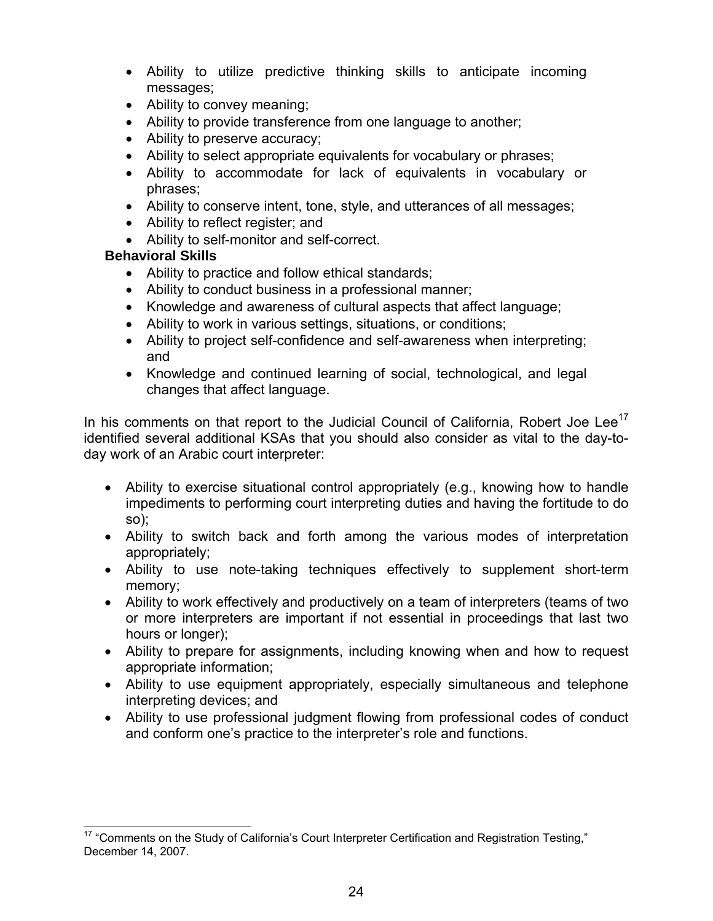- Ability to utilize predictive thinking skills to anticipate incoming messages;
- Ability to convey meaning;
- Ability to provide transference from one language to another;
- Ability to preserve accuracy;
- Ability to select appropriate equivalents for vocabulary or phrases;
- Ability to accommodate for lack of equivalents in vocabulary or phrases;
- Ability to conserve intent, tone, style, and utterances of all messages;
- Ability to reflect register; and
- Ability to self-monitor and self-correct.

**Behavioral Skills**

- Ability to practice and follow ethical standards;
- Ability to conduct business in a professional manner;
- Knowledge and awareness of cultural aspects that affect language;
- Ability to work in various settings, situations, or conditions;
- Ability to project self-confidence and self-awareness when interpreting; and
- Knowledge and continued learning of social, technological, and legal changes that affect language.

In his comments on that report to the Judicial Council of California, Robert Joe Lee[17] identified several additional KSAs that you should also consider as vital to the day-to-day work of an Arabic court interpreter:

- Ability to exercise situational control appropriately (e.g., knowing how to handle impediments to performing court interpreting duties and having the fortitude to do so);
- Ability to switch back and forth among the various modes of interpretation appropriately;
- Ability to use note-taking techniques effectively to supplement short-term memory;
- Ability to work effectively and productively on a team of interpreters (teams of two or more interpreters are important if not essential in proceedings that last two hours or longer);
- Ability to prepare for assignments, including knowing when and how to request appropriate information;
- Ability to use equipment appropriately, especially simultaneous and telephone interpreting devices; and
- Ability to use professional judgment flowing from professional codes of conduct and conform one's practice to the interpreter's role and functions.

[17] "Comments on the Study of California's Court Interpreter Certification and Registration Testing," December 14, 2007.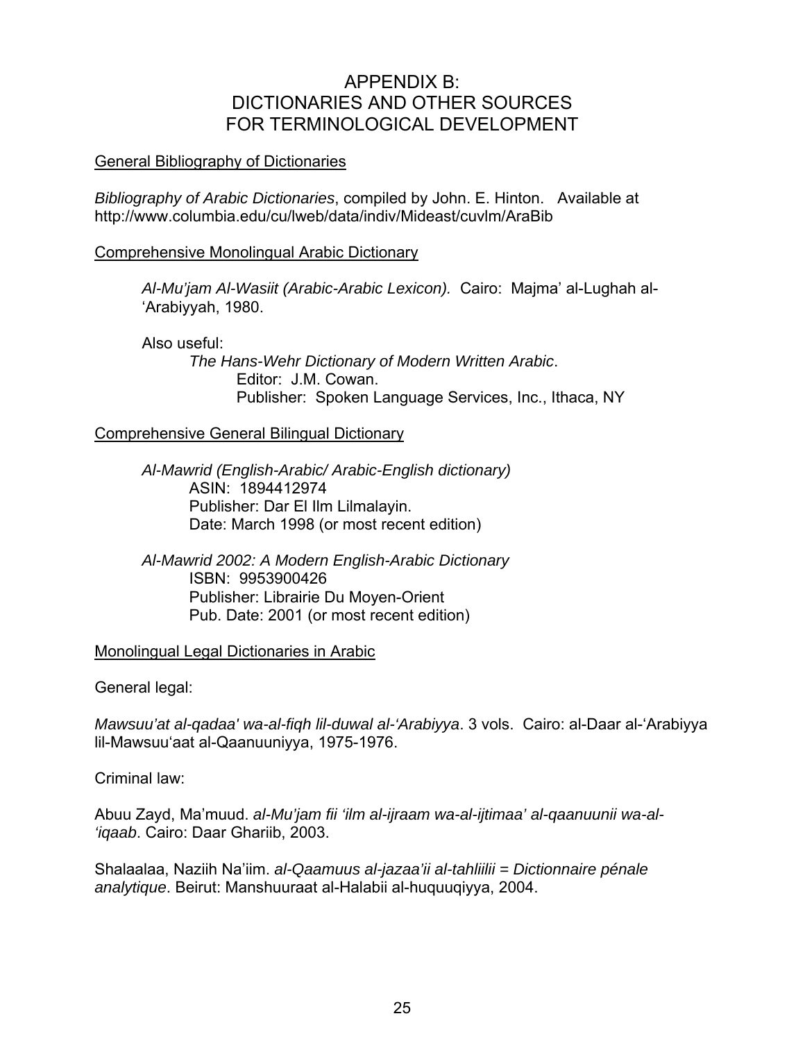# APPENDIX B:
# DICTIONARIES AND OTHER SOURCES FOR TERMINOLOGICAL DEVELOPMENT

<u>General Bibliography of Dictionaries</u>

*Bibliography of Arabic Dictionaries*, compiled by John. E. Hinton. Available at http://www.columbia.edu/cu/lweb/data/indiv/Mideast/cuvlm/AraBib

<u>Comprehensive Monolingual Arabic Dictionary</u>

*Al-Mu'jam Al-Wasiit (Arabic-Arabic Lexicon).* Cairo: Majma' al-Lughah al-'Arabiyyah, 1980.

Also useful:
*The Hans-Wehr Dictionary of Modern Written Arabic*.
Editor: J.M. Cowan.
Publisher: Spoken Language Services, Inc., Ithaca, NY

<u>Comprehensive General Bilingual Dictionary</u>

*Al-Mawrid (English-Arabic/ Arabic-English dictionary)*
ASIN: 1894412974
Publisher: Dar El Ilm Lilmalayin.
Date: March 1998 (or most recent edition)

*Al-Mawrid 2002: A Modern English-Arabic Dictionary*
ISBN: 9953900426
Publisher: Librairie Du Moyen-Orient
Pub. Date: 2001 (or most recent edition)

<u>Monolingual Legal Dictionaries in Arabic</u>

General legal:

*Mawsuu'at al-qadaa' wa-al-fiqh lil-duwal al-'Arabiyya*. 3 vols. Cairo: al-Daar al-'Arabiyya lil-Mawsuu'aat al-Qaanuuniyya, 1975-1976.

Criminal law:

Abuu Zayd, Ma'muud. *al-Mu'jam fii 'ilm al-ijraam wa-al-ijtimaa' al-qaanuunii wa-al-'iqaab*. Cairo: Daar Ghariib, 2003.

Shalaalaa, Naziih Na'iim. *al-Qaamuus al-jazaa'ii al-tahliilii = Dictionnaire pénale analytique*. Beirut: Manshuuraat al-Halabii al-huquuqiyya, 2004.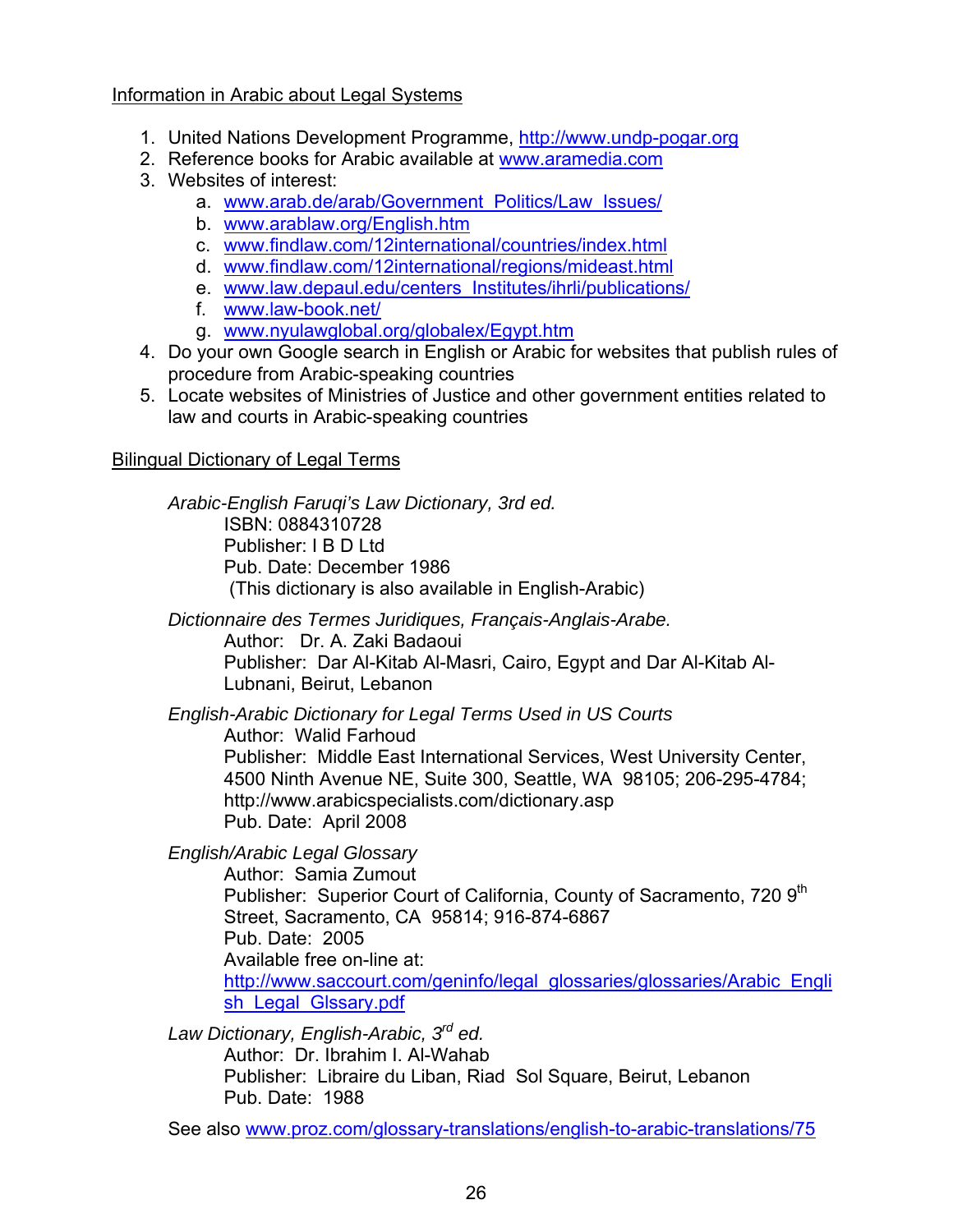Information in Arabic about Legal Systems

1. United Nations Development Programme, http://www.undp-pogar.org
2. Reference books for Arabic available at www.aramedia.com
3. Websites of interest:
   a. www.arab.de/arab/Government_Politics/Law_Issues/
   b. www.arablaw.org/English.htm
   c. www.findlaw.com/12international/countries/index.html
   d. www.findlaw.com/12international/regions/mideast.html
   e. www.law.depaul.edu/centers_Institutes/ihrli/publications/
   f. www.law-book.net/
   g. www.nyulawglobal.org/globalex/Egypt.htm
4. Do your own Google search in English or Arabic for websites that publish rules of procedure from Arabic-speaking countries
5. Locate websites of Ministries of Justice and other government entities related to law and courts in Arabic-speaking countries

Bilingual Dictionary of Legal Terms

*Arabic-English Faruqi's Law Dictionary, 3rd ed.*
ISBN: 0884310728
Publisher: I B D Ltd
Pub. Date: December 1986
(This dictionary is also available in English-Arabic)

*Dictionnaire des Termes Juridiques, Français-Anglais-Arabe.*
Author: Dr. A. Zaki Badaoui
Publisher: Dar Al-Kitab Al-Masri, Cairo, Egypt and Dar Al-Kitab Al-Lubnani, Beirut, Lebanon

*English-Arabic Dictionary for Legal Terms Used in US Courts*
Author: Walid Farhoud
Publisher: Middle East International Services, West University Center, 4500 Ninth Avenue NE, Suite 300, Seattle, WA 98105; 206-295-4784; http://www.arabicspecialists.com/dictionary.asp
Pub. Date: April 2008

*English/Arabic Legal Glossary*
Author: Samia Zumout
Publisher: Superior Court of California, County of Sacramento, 720 9th Street, Sacramento, CA 95814; 916-874-6867
Pub. Date: 2005
Available free on-line at: http://www.saccourt.com/geninfo/legal_glossaries/glossaries/Arabic_English_Legal_Glssary.pdf

*Law Dictionary, English-Arabic, 3rd ed.*
Author: Dr. Ibrahim I. Al-Wahab
Publisher: Libraire du Liban, Riad Sol Square, Beirut, Lebanon
Pub. Date: 1988

See also www.proz.com/glossary-translations/english-to-arabic-translations/75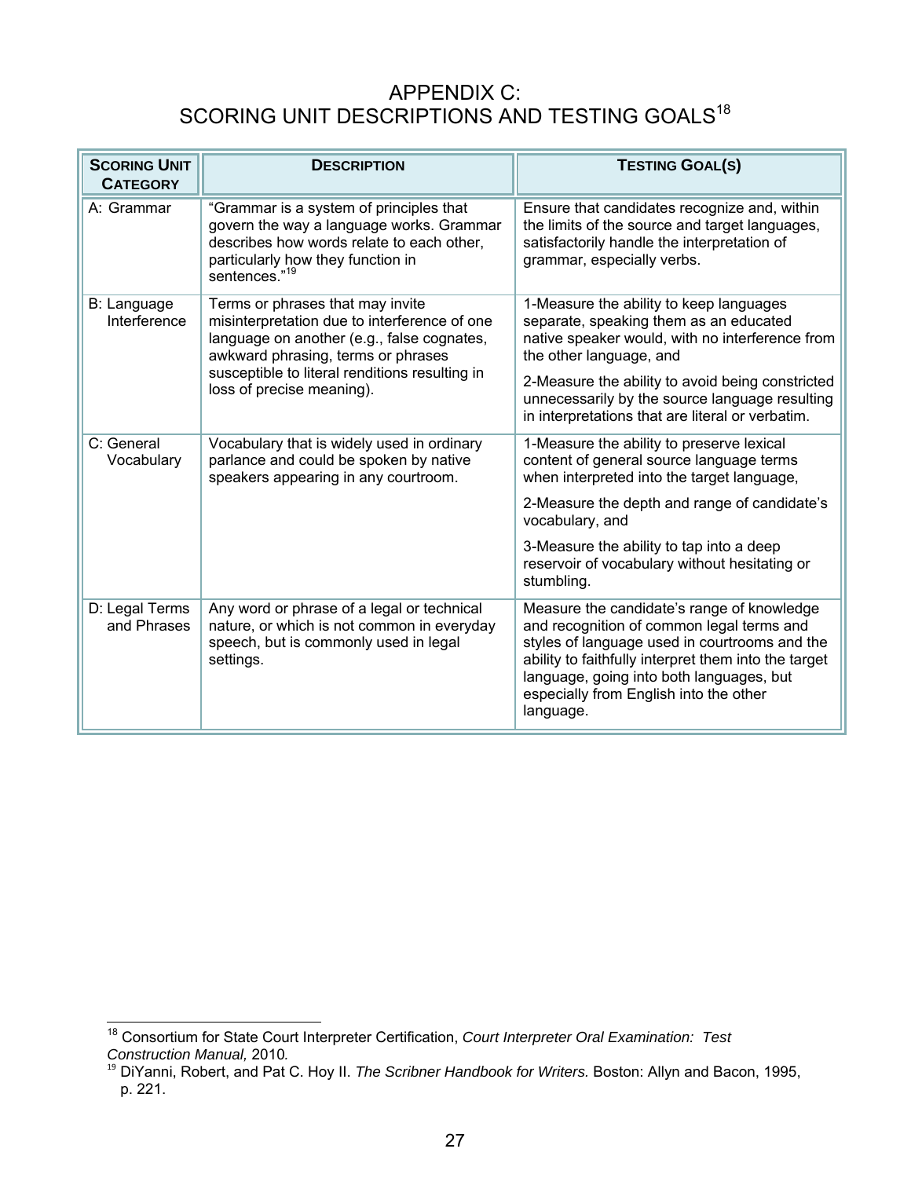# APPENDIX C: SCORING UNIT DESCRIPTIONS AND TESTING GOALS[18]

| **SCORING UNIT CATEGORY** | **DESCRIPTION** | **TESTING GOAL(S)** |
| --- | --- | --- |
| A: Grammar | "Grammar is a system of principles that govern the way a language works. Grammar describes how words relate to each other, particularly how they function in sentences."[19] | Ensure that candidates recognize and, within the limits of the source and target languages, satisfactorily handle the interpretation of grammar, especially verbs. |
| B: Language Interference | Terms or phrases that may invite misinterpretation due to interference of one language on another (e.g., false cognates, awkward phrasing, terms or phrases susceptible to literal renditions resulting in loss of precise meaning). | 1-Measure the ability to keep languages separate, speaking them as an educated native speaker would, with no interference from the other language, and<br><br>2-Measure the ability to avoid being constricted unnecessarily by the source language resulting in interpretations that are literal or verbatim. |
| C: General Vocabulary | Vocabulary that is widely used in ordinary parlance and could be spoken by native speakers appearing in any courtroom. | 1-Measure the ability to preserve lexical content of general source language terms when interpreted into the target language,<br><br>2-Measure the depth and range of candidate's vocabulary, and<br><br>3-Measure the ability to tap into a deep reservoir of vocabulary without hesitating or stumbling. |
| D: Legal Terms and Phrases | Any word or phrase of a legal or technical nature, or which is not common in everyday speech, but is commonly used in legal settings. | Measure the candidate's range of knowledge and recognition of common legal terms and styles of language used in courtrooms and the ability to faithfully interpret them into the target language, going into both languages, but especially from English into the other language. |

---

[18] Consortium for State Court Interpreter Certification, *Court Interpreter Oral Examination: Test Construction Manual,* 2010*.*

[19] DiYanni, Robert, and Pat C. Hoy II. *The Scribner Handbook for Writers.* Boston: Allyn and Bacon, 1995, p. 221.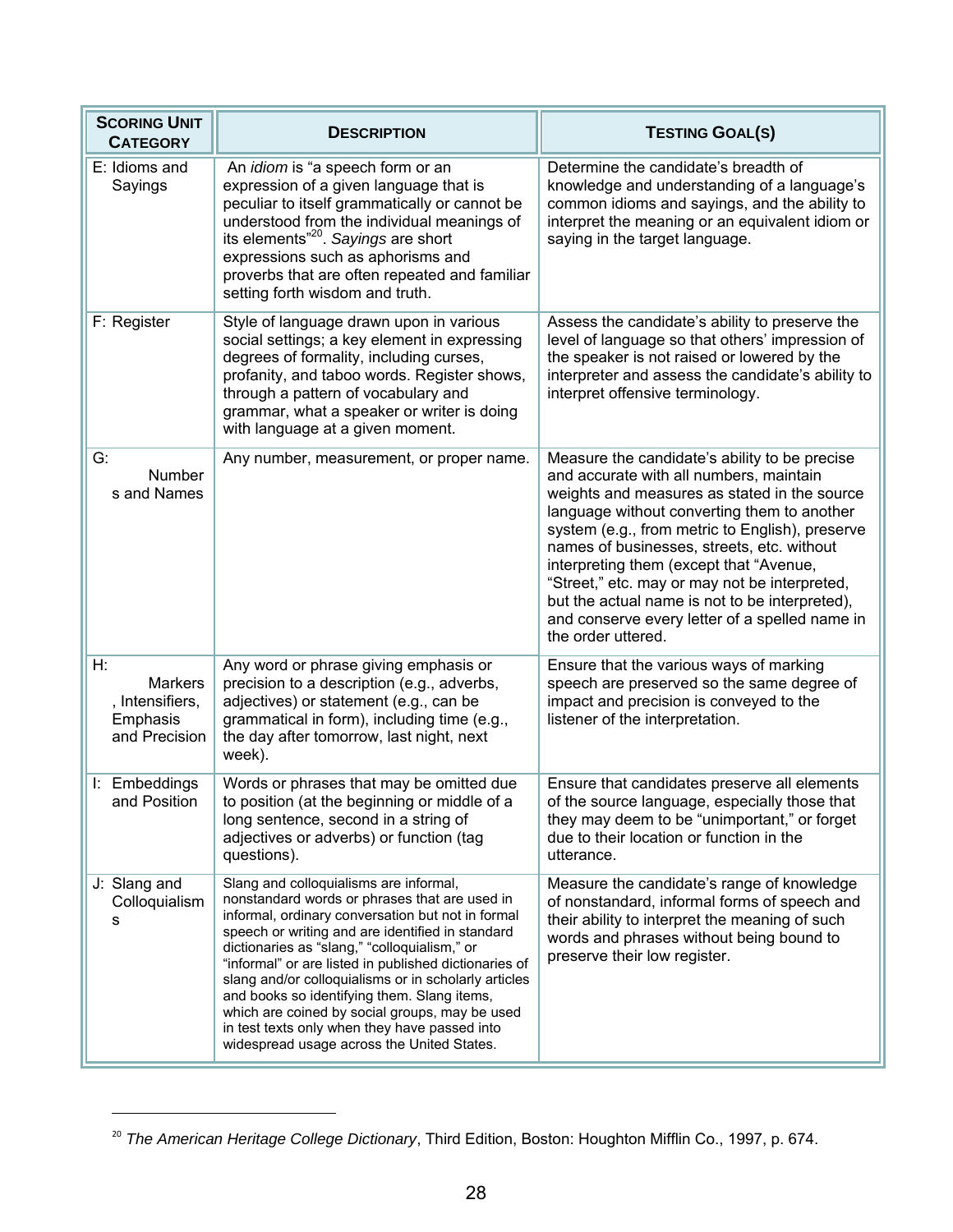| Scoring Unit Category | Description | Testing Goal(s) |
|---|---|---|
| E: Idioms and Sayings | An *idiom* is "a speech form or an expression of a given language that is peculiar to itself grammatically or cannot be understood from the individual meanings of its elements"[20]. *Sayings* are short expressions such as aphorisms and proverbs that are often repeated and familiar setting forth wisdom and truth. | Determine the candidate's breadth of knowledge and understanding of a language's common idioms and sayings, and the ability to interpret the meaning or an equivalent idiom or saying in the target language. |
| F: Register | Style of language drawn upon in various social settings; a key element in expressing degrees of formality, including curses, profanity, and taboo words. Register shows, through a pattern of vocabulary and grammar, what a speaker or writer is doing with language at a given moment. | Assess the candidate's ability to preserve the level of language so that others' impression of the speaker is not raised or lowered by the interpreter and assess the candidate's ability to interpret offensive terminology. |
| G: Numbers and Names | Any number, measurement, or proper name. | Measure the candidate's ability to be precise and accurate with all numbers, maintain weights and measures as stated in the source language without converting them to another system (e.g., from metric to English), preserve names of businesses, streets, etc. without interpreting them (except that "Avenue, "Street," etc. may or may not be interpreted, but the actual name is not to be interpreted), and conserve every letter of a spelled name in the order uttered. |
| H: Markers, Intensifiers, Emphasis and Precision | Any word or phrase giving emphasis or precision to a description (e.g., adverbs, adjectives) or statement (e.g., can be grammatical in form), including time (e.g., the day after tomorrow, last night, next week). | Ensure that the various ways of marking speech are preserved so the same degree of impact and precision is conveyed to the listener of the interpretation. |
| I: Embeddings and Position | Words or phrases that may be omitted due to position (at the beginning or middle of a long sentence, second in a string of adjectives or adverbs) or function (tag questions). | Ensure that candidates preserve all elements of the source language, especially those that they may deem to be "unimportant," or forget due to their location or function in the utterance. |
| J: Slang and Colloquialisms | Slang and colloquialisms are informal, nonstandard words or phrases that are used in informal, ordinary conversation but not in formal speech or writing and are identified in standard dictionaries as "slang," "colloquialism," or "informal" or are listed in published dictionaries of slang and/or colloquialisms or in scholarly articles and books so identifying them. Slang items, which are coined by social groups, may be used in test texts only when they have passed into widespread usage across the United States. | Measure the candidate's range of knowledge of nonstandard, informal forms of speech and their ability to interpret the meaning of such words and phrases without being bound to preserve their low register. |

[20] *The American Heritage College Dictionary*, Third Edition, Boston: Houghton Mifflin Co., 1997, p. 674.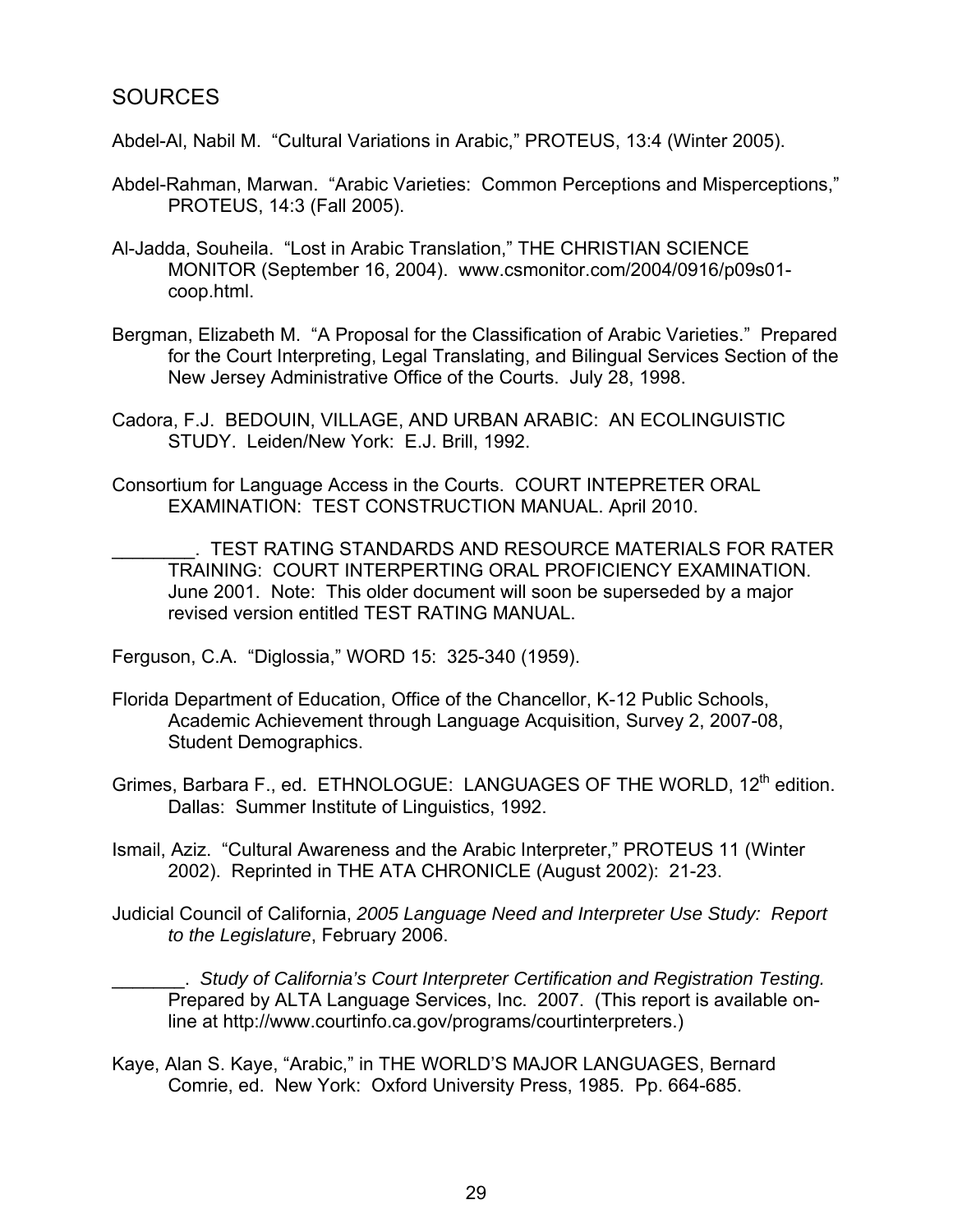## SOURCES

Abdel-Al, Nabil M. "Cultural Variations in Arabic," PROTEUS, 13:4 (Winter 2005).

Abdel-Rahman, Marwan. "Arabic Varieties: Common Perceptions and Misperceptions," PROTEUS, 14:3 (Fall 2005).

Al-Jadda, Souheila. "Lost in Arabic Translation," THE CHRISTIAN SCIENCE MONITOR (September 16, 2004). www.csmonitor.com/2004/0916/p09s01-coop.html.

Bergman, Elizabeth M. "A Proposal for the Classification of Arabic Varieties." Prepared for the Court Interpreting, Legal Translating, and Bilingual Services Section of the New Jersey Administrative Office of the Courts. July 28, 1998.

Cadora, F.J. BEDOUIN, VILLAGE, AND URBAN ARABIC: AN ECOLINGUISTIC STUDY. Leiden/New York: E.J. Brill, 1992.

Consortium for Language Access in the Courts. COURT INTEPRETER ORAL EXAMINATION: TEST CONSTRUCTION MANUAL. April 2010.

________. TEST RATING STANDARDS AND RESOURCE MATERIALS FOR RATER TRAINING: COURT INTERPERTING ORAL PROFICIENCY EXAMINATION. June 2001. Note: This older document will soon be superseded by a major revised version entitled TEST RATING MANUAL.

Ferguson, C.A. "Diglossia," WORD 15: 325-340 (1959).

Florida Department of Education, Office of the Chancellor, K-12 Public Schools, Academic Achievement through Language Acquisition, Survey 2, 2007-08, Student Demographics.

Grimes, Barbara F., ed. ETHNOLOGUE: LANGUAGES OF THE WORLD, 12th edition. Dallas: Summer Institute of Linguistics, 1992.

Ismail, Aziz. "Cultural Awareness and the Arabic Interpreter," PROTEUS 11 (Winter 2002). Reprinted in THE ATA CHRONICLE (August 2002): 21-23.

Judicial Council of California, *2005 Language Need and Interpreter Use Study: Report to the Legislature*, February 2006.

_______. *Study of California's Court Interpreter Certification and Registration Testing.* Prepared by ALTA Language Services, Inc. 2007. (This report is available on-line at http://www.courtinfo.ca.gov/programs/courtinterpreters.)

Kaye, Alan S. Kaye, "Arabic," in THE WORLD'S MAJOR LANGUAGES, Bernard Comrie, ed. New York: Oxford University Press, 1985. Pp. 664-685.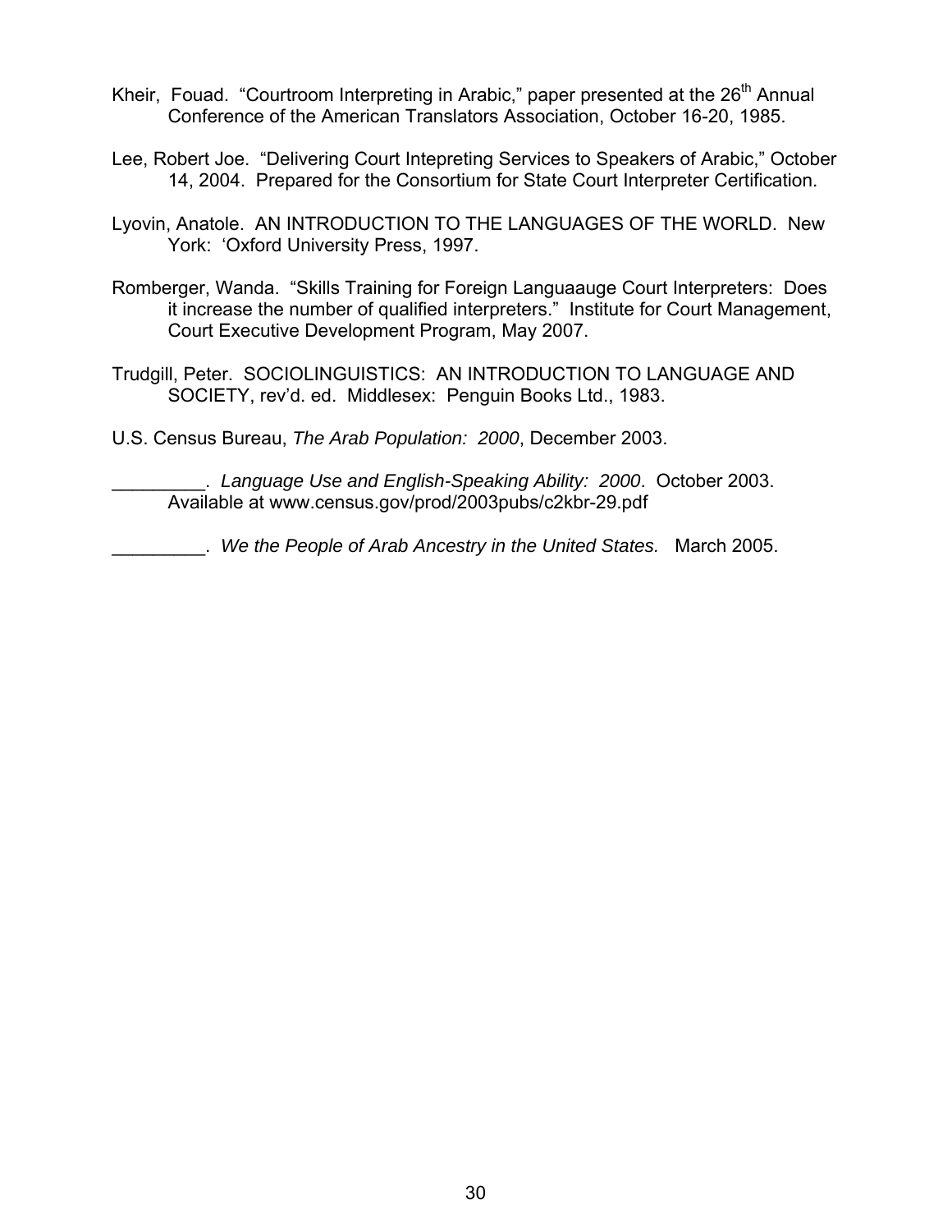Kheir, Fouad. "Courtroom Interpreting in Arabic," paper presented at the 26th Annual Conference of the American Translators Association, October 16-20, 1985.

Lee, Robert Joe. "Delivering Court Intepreting Services to Speakers of Arabic," October 14, 2004. Prepared for the Consortium for State Court Interpreter Certification.

Lyovin, Anatole. AN INTRODUCTION TO THE LANGUAGES OF THE WORLD. New York: 'Oxford University Press, 1997.

Romberger, Wanda. "Skills Training for Foreign Languaauge Court Interpreters: Does it increase the number of qualified interpreters." Institute for Court Management, Court Executive Development Program, May 2007.

Trudgill, Peter. SOCIOLINGUISTICS: AN INTRODUCTION TO LANGUAGE AND SOCIETY, rev'd. ed. Middlesex: Penguin Books Ltd., 1983.

U.S. Census Bureau, *The Arab Population: 2000*, December 2003.

_________. *Language Use and English-Speaking Ability: 2000*. October 2003. Available at www.census.gov/prod/2003pubs/c2kbr-29.pdf

_________. *We the People of Arab Ancestry in the United States.* March 2005.